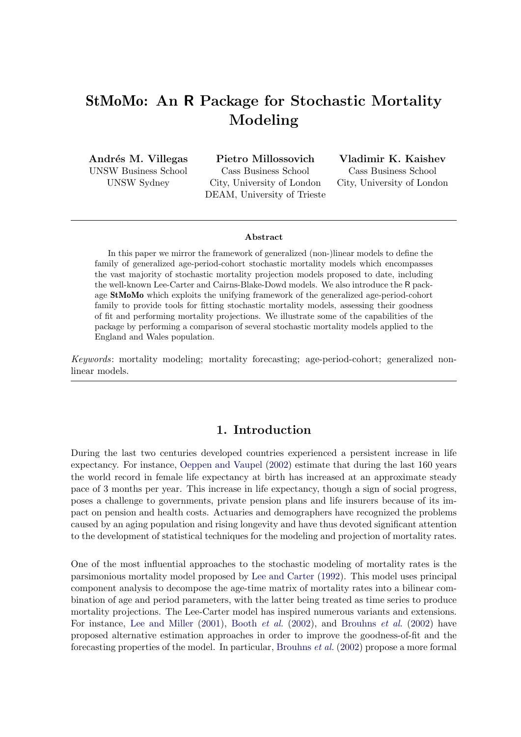# StMoMo: An R Package for Stochastic Mortality Modeling

**Andrés M. Villegas**
UNSW Business School
UNSW Sydney

**Pietro Millossovich**
Cass Business School
City, University of London
DEAM, University of Trieste

**Vladimir K. Kaishev**
Cass Business School
City, University of London

---

**Abstract**

In this paper we mirror the framework of generalized (non-)linear models to define the family of generalized age-period-cohort stochastic mortality models which encompasses the vast majority of stochastic mortality projection models proposed to date, including the well-known Lee-Carter and Cairns-Blake-Dowd models. We also introduce the R package **StMoMo** which exploits the unifying framework of the generalized age-period-cohort family to provide tools for fitting stochastic mortality models, assessing their goodness of fit and performing mortality projections. We illustrate some of the capabilities of the package by performing a comparison of several stochastic mortality models applied to the England and Wales population.

*Keywords*: mortality modeling; mortality forecasting; age-period-cohort; generalized non-linear models.

---

## 1. Introduction

During the last two centuries developed countries experienced a persistent increase in life expectancy. For instance, Oeppen and Vaupel (2002) estimate that during the last 160 years the world record in female life expectancy at birth has increased at an approximate steady pace of 3 months per year. This increase in life expectancy, though a sign of social progress, poses a challenge to governments, private pension plans and life insurers because of its impact on pension and health costs. Actuaries and demographers have recognized the problems caused by an aging population and rising longevity and have thus devoted significant attention to the development of statistical techniques for the modeling and projection of mortality rates.

One of the most influential approaches to the stochastic modeling of mortality rates is the parsimonious mortality model proposed by Lee and Carter (1992). This model uses principal component analysis to decompose the age-time matrix of mortality rates into a bilinear combination of age and period parameters, with the latter being treated as time series to produce mortality projections. The Lee-Carter model has inspired numerous variants and extensions. For instance, Lee and Miller (2001), Booth *et al.* (2002), and Brouhns *et al.* (2002) have proposed alternative estimation approaches in order to improve the goodness-of-fit and the forecasting properties of the model. In particular, Brouhns *et al.* (2002) propose a more formal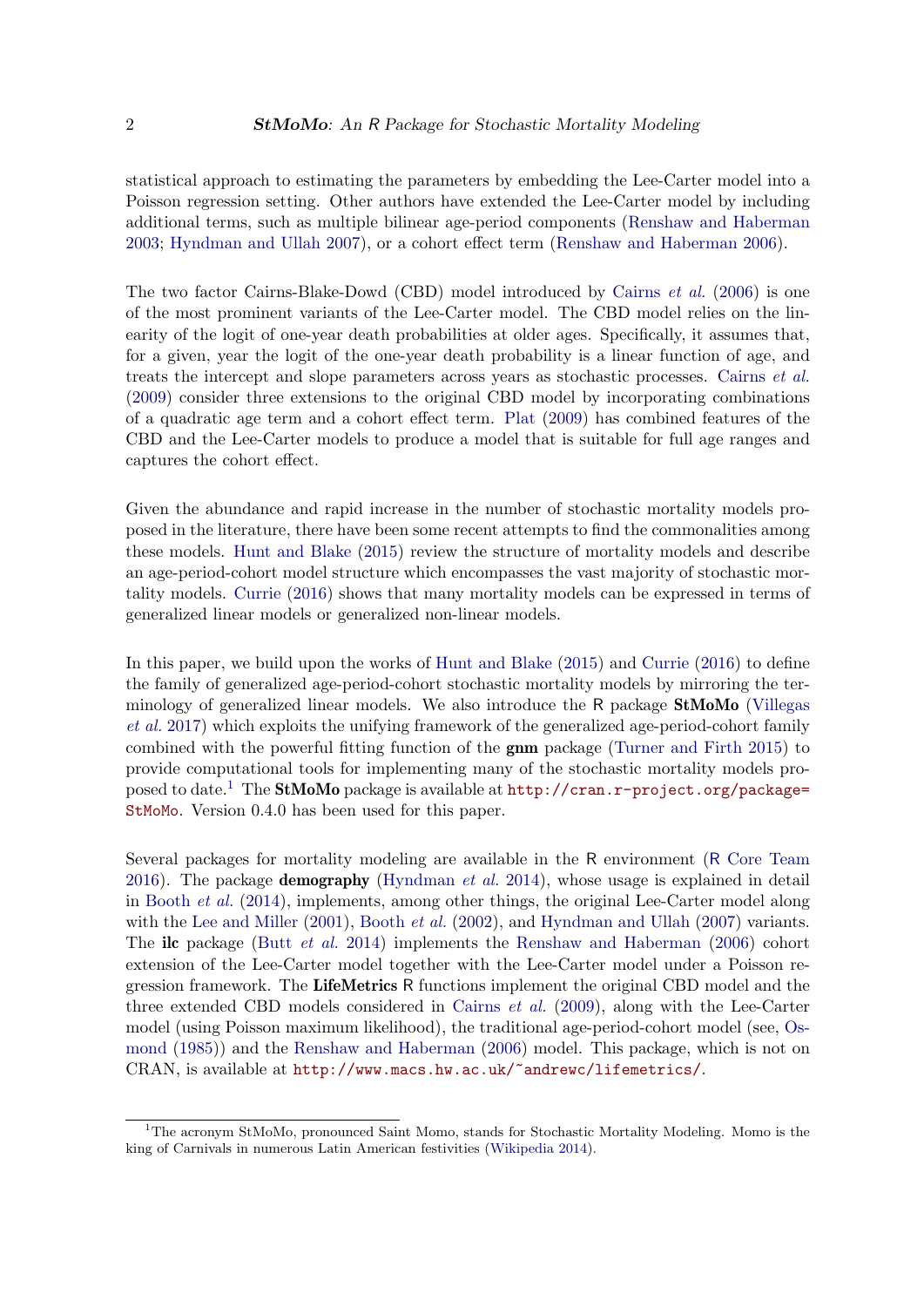statistical approach to estimating the parameters by embedding the Lee-Carter model into a Poisson regression setting. Other authors have extended the Lee-Carter model by including additional terms, such as multiple bilinear age-period components (Renshaw and Haberman 2003; Hyndman and Ullah 2007), or a cohort effect term (Renshaw and Haberman 2006).

The two factor Cairns-Blake-Dowd (CBD) model introduced by Cairns *et al.* (2006) is one of the most prominent variants of the Lee-Carter model. The CBD model relies on the linearity of the logit of one-year death probabilities at older ages. Specifically, it assumes that, for a given, year the logit of the one-year death probability is a linear function of age, and treats the intercept and slope parameters across years as stochastic processes. Cairns *et al.* (2009) consider three extensions to the original CBD model by incorporating combinations of a quadratic age term and a cohort effect term. Plat (2009) has combined features of the CBD and the Lee-Carter models to produce a model that is suitable for full age ranges and captures the cohort effect.

Given the abundance and rapid increase in the number of stochastic mortality models proposed in the literature, there have been some recent attempts to find the commonalities among these models. Hunt and Blake (2015) review the structure of mortality models and describe an age-period-cohort model structure which encompasses the vast majority of stochastic mortality models. Currie (2016) shows that many mortality models can be expressed in terms of generalized linear models or generalized non-linear models.

In this paper, we build upon the works of Hunt and Blake (2015) and Currie (2016) to define the family of generalized age-period-cohort stochastic mortality models by mirroring the terminology of generalized linear models. We also introduce the R package **StMoMo** (Villegas *et al.* 2017) which exploits the unifying framework of the generalized age-period-cohort family combined with the powerful fitting function of the **gnm** package (Turner and Firth 2015) to provide computational tools for implementing many of the stochastic mortality models proposed to date.[1] The **StMoMo** package is available at `http://cran.r-project.org/package=StMoMo`. Version 0.4.0 has been used for this paper.

Several packages for mortality modeling are available in the R environment (R Core Team 2016). The package **demography** (Hyndman *et al.* 2014), whose usage is explained in detail in Booth *et al.* (2014), implements, among other things, the original Lee-Carter model along with the Lee and Miller (2001), Booth *et al.* (2002), and Hyndman and Ullah (2007) variants. The **ilc** package (Butt *et al.* 2014) implements the Renshaw and Haberman (2006) cohort extension of the Lee-Carter model together with the Lee-Carter model under a Poisson regression framework. The **LifeMetrics** R functions implement the original CBD model and the three extended CBD models considered in Cairns *et al.* (2009), along with the Lee-Carter model (using Poisson maximum likelihood), the traditional age-period-cohort model (see, Osmond (1985)) and the Renshaw and Haberman (2006) model. This package, which is not on CRAN, is available at `http://www.macs.hw.ac.uk/~andrewc/lifemetrics/`.

[1] The acronym StMoMo, pronounced Saint Momo, stands for Stochastic Mortality Modeling. Momo is the king of Carnivals in numerous Latin American festivities (Wikipedia 2014).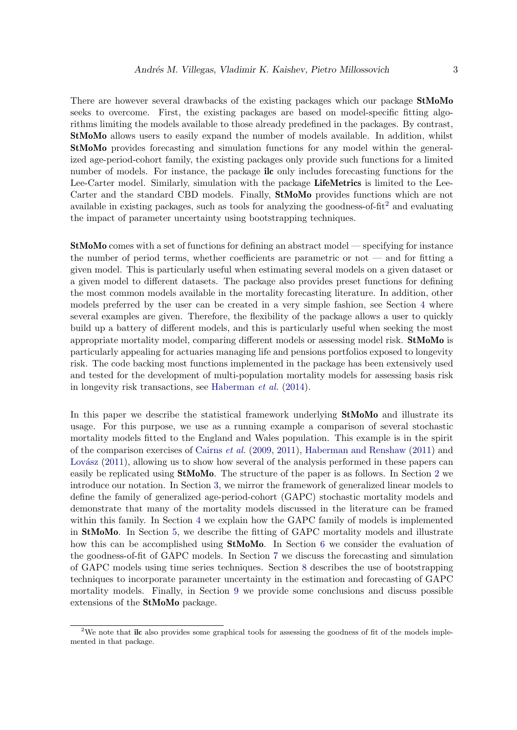There are however several drawbacks of the existing packages which our package **StMoMo** seeks to overcome. First, the existing packages are based on model-specific fitting algorithms limiting the models available to those already predefined in the packages. By contrast, **StMoMo** allows users to easily expand the number of models available. In addition, whilst **StMoMo** provides forecasting and simulation functions for any model within the generalized age-period-cohort family, the existing packages only provide such functions for a limited number of models. For instance, the package **ilc** only includes forecasting functions for the Lee-Carter model. Similarly, simulation with the package **LifeMetrics** is limited to the Lee-Carter and the standard CBD models. Finally, **StMoMo** provides functions which are not available in existing packages, such as tools for analyzing the goodness-of-fit[2] and evaluating the impact of parameter uncertainty using bootstrapping techniques.

**StMoMo** comes with a set of functions for defining an abstract model — specifying for instance the number of period terms, whether coefficients are parametric or not — and for fitting a given model. This is particularly useful when estimating several models on a given dataset or a given model to different datasets. The package also provides preset functions for defining the most common models available in the mortality forecasting literature. In addition, other models preferred by the user can be created in a very simple fashion, see Section 4 where several examples are given. Therefore, the flexibility of the package allows a user to quickly build up a battery of different models, and this is particularly useful when seeking the most appropriate mortality model, comparing different models or assessing model risk. **StMoMo** is particularly appealing for actuaries managing life and pensions portfolios exposed to longevity risk. The code backing most functions implemented in the package has been extensively used and tested for the development of multi-population mortality models for assessing basis risk in longevity risk transactions, see Haberman *et al.* (2014).

In this paper we describe the statistical framework underlying **StMoMo** and illustrate its usage. For this purpose, we use as a running example a comparison of several stochastic mortality models fitted to the England and Wales population. This example is in the spirit of the comparison exercises of Cairns *et al.* (2009, 2011), Haberman and Renshaw (2011) and Lovász (2011), allowing us to show how several of the analysis performed in these papers can easily be replicated using **StMoMo**. The structure of the paper is as follows. In Section 2 we introduce our notation. In Section 3, we mirror the framework of generalized linear models to define the family of generalized age-period-cohort (GAPC) stochastic mortality models and demonstrate that many of the mortality models discussed in the literature can be framed within this family. In Section 4 we explain how the GAPC family of models is implemented in **StMoMo**. In Section 5, we describe the fitting of GAPC mortality models and illustrate how this can be accomplished using **StMoMo**. In Section 6 we consider the evaluation of the goodness-of-fit of GAPC models. In Section 7 we discuss the forecasting and simulation of GAPC models using time series techniques. Section 8 describes the use of bootstrapping techniques to incorporate parameter uncertainty in the estimation and forecasting of GAPC mortality models. Finally, in Section 9 we provide some conclusions and discuss possible extensions of the **StMoMo** package.

[2]We note that **ilc** also provides some graphical tools for assessing the goodness of fit of the models implemented in that package.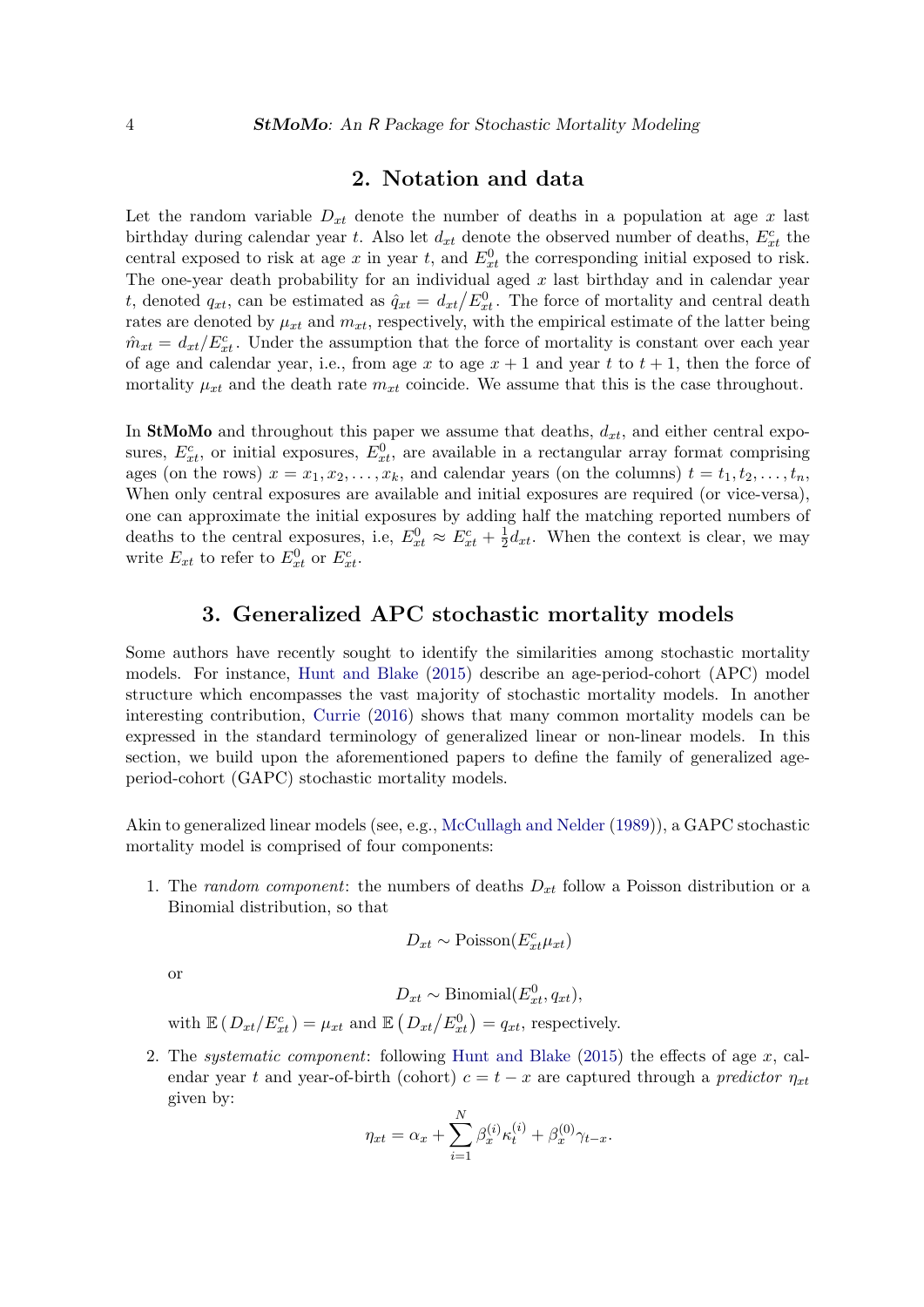## 2. Notation and data

Let the random variable $D_{xt}$ denote the number of deaths in a population at age $x$ last birthday during calendar year $t$. Also let $d_{xt}$ denote the observed number of deaths, $E^c_{xt}$ the central exposed to risk at age $x$ in year $t$, and $E^0_{xt}$ the corresponding initial exposed to risk. The one-year death probability for an individual aged $x$ last birthday and in calendar year $t$, denoted $q_{xt}$, can be estimated as $\hat{q}_{xt} = d_{xt}/E^0_{xt}$. The force of mortality and central death rates are denoted by $\mu_{xt}$ and $m_{xt}$, respectively, with the empirical estimate of the latter being $\hat{m}_{xt} = d_{xt}/E^c_{xt}$. Under the assumption that the force of mortality is constant over each year of age and calendar year, i.e., from age $x$ to age $x+1$ and year $t$ to $t+1$, then the force of mortality $\mu_{xt}$ and the death rate $m_{xt}$ coincide. We assume that this is the case throughout.

In **StMoMo** and throughout this paper we assume that deaths, $d_{xt}$, and either central exposures, $E^c_{xt}$, or initial exposures, $E^0_{xt}$, are available in a rectangular array format comprising ages (on the rows) $x = x_1, x_2, \ldots, x_k$, and calendar years (on the columns) $t = t_1, t_2, \ldots, t_n$, When only central exposures are available and initial exposures are required (or vice-versa), one can approximate the initial exposures by adding half the matching reported numbers of deaths to the central exposures, i.e, $E^0_{xt} \approx E^c_{xt} + \frac{1}{2}d_{xt}$. When the context is clear, we may write $E_{xt}$ to refer to $E^0_{xt}$ or $E^c_{xt}$.

## 3. Generalized APC stochastic mortality models

Some authors have recently sought to identify the similarities among stochastic mortality models. For instance, Hunt and Blake (2015) describe an age-period-cohort (APC) model structure which encompasses the vast majority of stochastic mortality models. In another interesting contribution, Currie (2016) shows that many common mortality models can be expressed in the standard terminology of generalized linear or non-linear models. In this section, we build upon the aforementioned papers to define the family of generalized age-period-cohort (GAPC) stochastic mortality models.

Akin to generalized linear models (see, e.g., McCullagh and Nelder (1989)), a GAPC stochastic mortality model is comprised of four components:

1. The *random component*: the numbers of deaths $D_{xt}$ follow a Poisson distribution or a Binomial distribution, so that

   $$D_{xt} \sim \text{Poisson}(E^c_{xt}\mu_{xt})$$

   or

   $$D_{xt} \sim \text{Binomial}(E^0_{xt}, q_{xt}),$$

   with $\mathbb{E}\left(D_{xt}/E^c_{xt}\right) = \mu_{xt}$ and $\mathbb{E}\left(D_{xt}/E^0_{xt}\right) = q_{xt}$, respectively.

2. The *systematic component*: following Hunt and Blake (2015) the effects of age $x$, calendar year $t$ and year-of-birth (cohort) $c = t - x$ are captured through a *predictor* $\eta_{xt}$ given by:

   $$\eta_{xt} = \alpha_x + \sum_{i=1}^{N} \beta^{(i)}_x \kappa^{(i)}_t + \beta^{(0)}_x \gamma_{t-x}.$$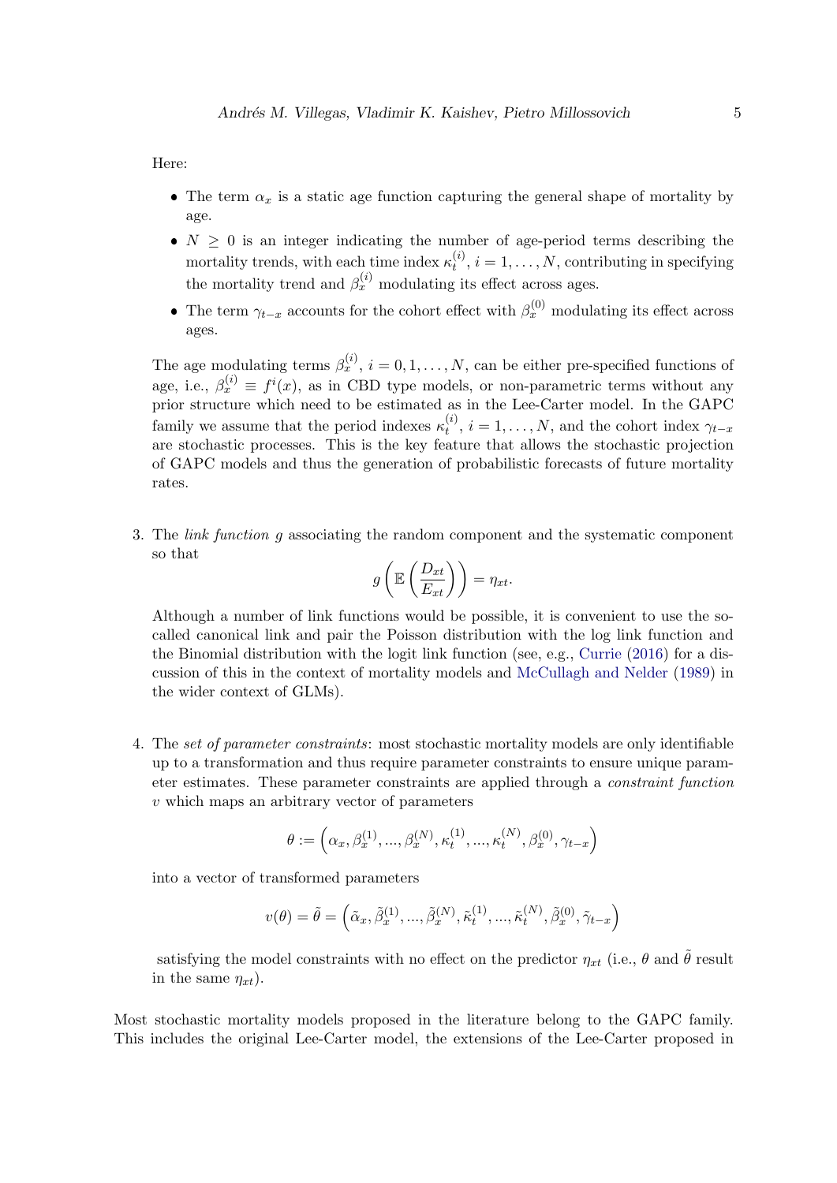Here:

- The term $\alpha_x$ is a static age function capturing the general shape of mortality by age.
- $N \geq 0$ is an integer indicating the number of age-period terms describing the mortality trends, with each time index $\kappa_t^{(i)}$, $i = 1, \ldots, N$, contributing in specifying the mortality trend and $\beta_x^{(i)}$ modulating its effect across ages.
- The term $\gamma_{t-x}$ accounts for the cohort effect with $\beta_x^{(0)}$ modulating its effect across ages.

The age modulating terms $\beta_x^{(i)}$, $i = 0, 1, \ldots, N$, can be either pre-specified functions of age, i.e., $\beta_x^{(i)} \equiv f^i(x)$, as in CBD type models, or non-parametric terms without any prior structure which need to be estimated as in the Lee-Carter model. In the GAPC family we assume that the period indexes $\kappa_t^{(i)}$, $i = 1, \ldots, N$, and the cohort index $\gamma_{t-x}$ are stochastic processes. This is the key feature that allows the stochastic projection of GAPC models and thus the generation of probabilistic forecasts of future mortality rates.

3. The *link function* $g$ associating the random component and the systematic component so that

$$g\left(\mathbb{E}\left(\frac{D_{xt}}{E_{xt}}\right)\right) = \eta_{xt}.$$

Although a number of link functions would be possible, it is convenient to use the so-called canonical link and pair the Poisson distribution with the log link function and the Binomial distribution with the logit link function (see, e.g., Currie (2016) for a discussion of this in the context of mortality models and McCullagh and Nelder (1989) in the wider context of GLMs).

4. The *set of parameter constraints*: most stochastic mortality models are only identifiable up to a transformation and thus require parameter constraints to ensure unique parameter estimates. These parameter constraints are applied through a *constraint function* $v$ which maps an arbitrary vector of parameters

$$\theta := \left(\alpha_x, \beta_x^{(1)}, ..., \beta_x^{(N)}, \kappa_t^{(1)}, ..., \kappa_t^{(N)}, \beta_x^{(0)}, \gamma_{t-x}\right)$$

into a vector of transformed parameters

$$v(\theta) = \tilde{\theta} = \left(\tilde{\alpha}_x, \tilde{\beta}_x^{(1)}, ..., \tilde{\beta}_x^{(N)}, \tilde{\kappa}_t^{(1)}, ..., \tilde{\kappa}_t^{(N)}, \tilde{\beta}_x^{(0)}, \tilde{\gamma}_{t-x}\right)$$

satisfying the model constraints with no effect on the predictor $\eta_{xt}$ (i.e., $\theta$ and $\tilde{\theta}$ result in the same $\eta_{xt}$).

Most stochastic mortality models proposed in the literature belong to the GAPC family. This includes the original Lee-Carter model, the extensions of the Lee-Carter proposed in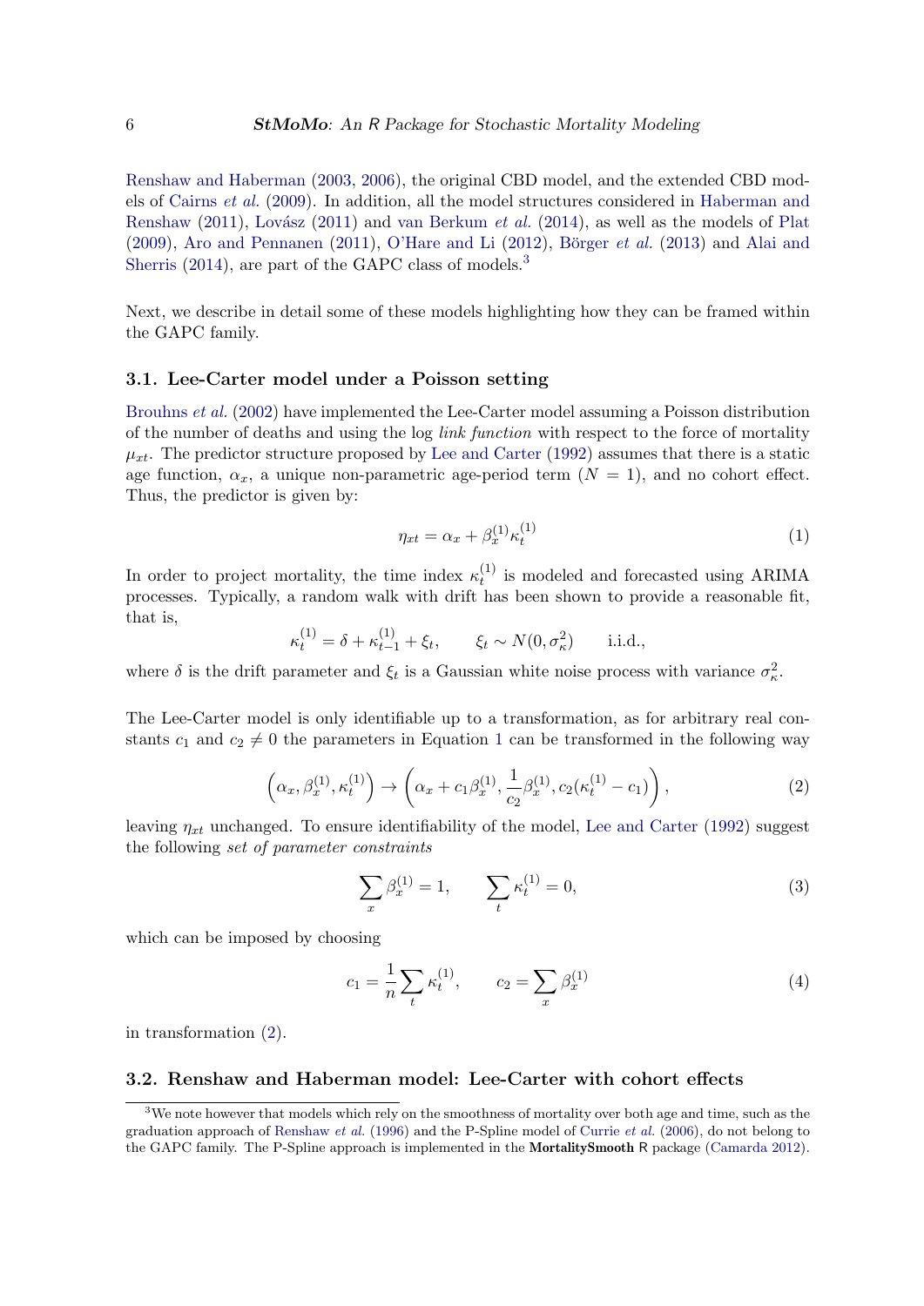Renshaw and Haberman (2003, 2006), the original CBD model, and the extended CBD models of Cairns *et al.* (2009). In addition, all the model structures considered in Haberman and Renshaw (2011), Lovász (2011) and van Berkum *et al.* (2014), as well as the models of Plat (2009), Aro and Pennanen (2011), O'Hare and Li (2012), Börger *et al.* (2013) and Alai and Sherris (2014), are part of the GAPC class of models.[3]

Next, we describe in detail some of these models highlighting how they can be framed within the GAPC family.

### 3.1. Lee-Carter model under a Poisson setting

Brouhns *et al.* (2002) have implemented the Lee-Carter model assuming a Poisson distribution of the number of deaths and using the log *link function* with respect to the force of mortality $\mu_{xt}$. The predictor structure proposed by Lee and Carter (1992) assumes that there is a static age function, $\alpha_x$, a unique non-parametric age-period term ($N = 1$), and no cohort effect. Thus, the predictor is given by:

$$\eta_{xt} = \alpha_x + \beta_x^{(1)}\kappa_t^{(1)} \tag{1}$$

In order to project mortality, the time index $\kappa_t^{(1)}$ is modeled and forecasted using ARIMA processes. Typically, a random walk with drift has been shown to provide a reasonable fit, that is,

$$\kappa_t^{(1)} = \delta + \kappa_{t-1}^{(1)} + \xi_t, \qquad \xi_t \sim N(0, \sigma_\kappa^2) \qquad \text{i.i.d.},$$

where $\delta$ is the drift parameter and $\xi_t$ is a Gaussian white noise process with variance $\sigma_\kappa^2$.

The Lee-Carter model is only identifiable up to a transformation, as for arbitrary real constants $c_1$ and $c_2 \neq 0$ the parameters in Equation 1 can be transformed in the following way

$$\left(\alpha_x, \beta_x^{(1)}, \kappa_t^{(1)}\right) \to \left(\alpha_x + c_1\beta_x^{(1)}, \frac{1}{c_2}\beta_x^{(1)}, c_2(\kappa_t^{(1)} - c_1)\right), \tag{2}$$

leaving $\eta_{xt}$ unchanged. To ensure identifiability of the model, Lee and Carter (1992) suggest the following *set of parameter constraints*

$$\sum_x \beta_x^{(1)} = 1, \qquad \sum_t \kappa_t^{(1)} = 0, \tag{3}$$

which can be imposed by choosing

$$c_1 = \frac{1}{n}\sum_t \kappa_t^{(1)}, \qquad c_2 = \sum_x \beta_x^{(1)} \tag{4}$$

in transformation (2).

### 3.2. Renshaw and Haberman model: Lee-Carter with cohort effects

[3] We note however that models which rely on the smoothness of mortality over both age and time, such as the graduation approach of Renshaw *et al.* (1996) and the P-Spline model of Currie *et al.* (2006), do not belong to the GAPC family. The P-Spline approach is implemented in the **MortalitySmooth** R package (Camarda 2012).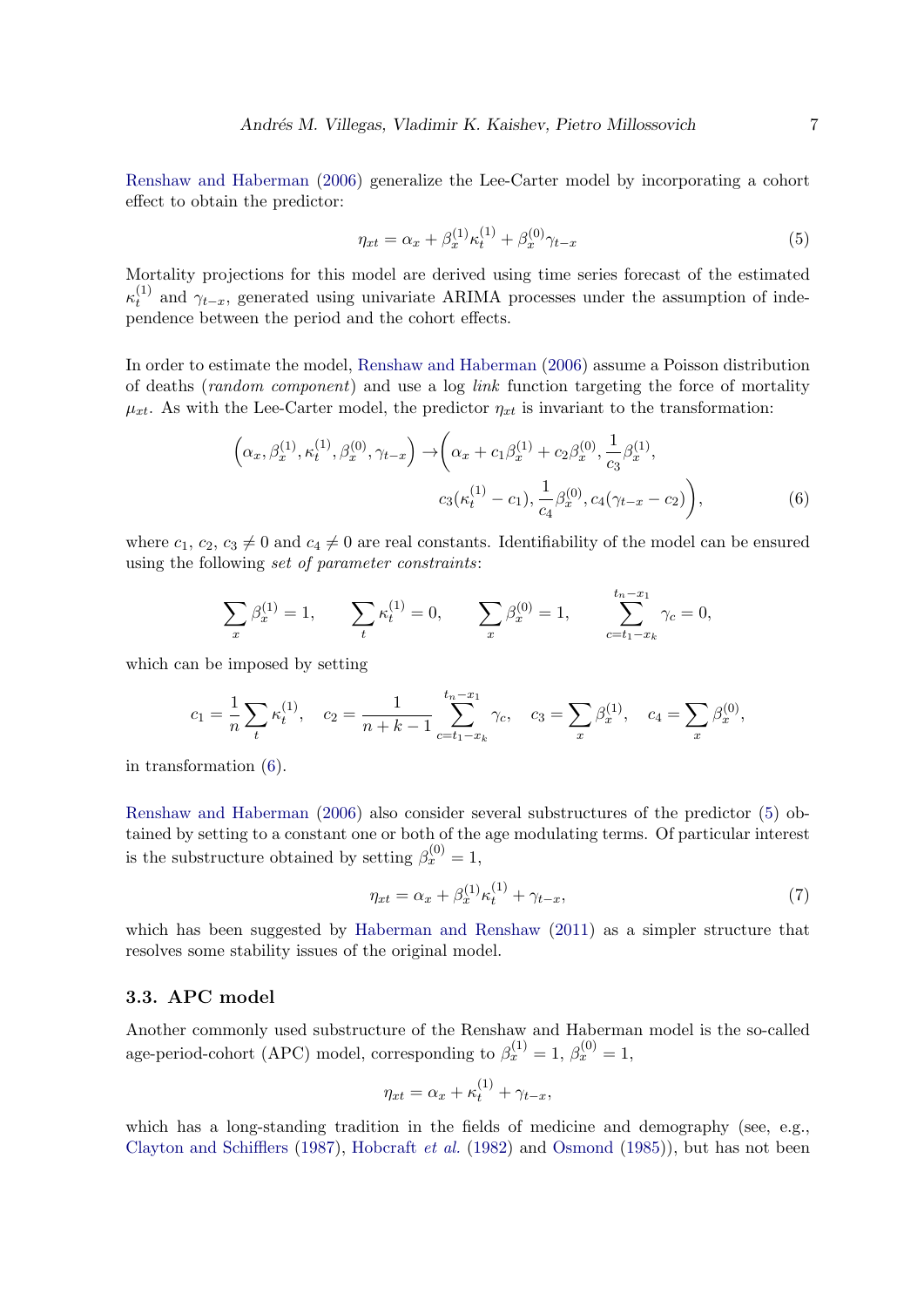Renshaw and Haberman (2006) generalize the Lee-Carter model by incorporating a cohort effect to obtain the predictor:

$$\eta_{xt} = \alpha_x + \beta_x^{(1)}\kappa_t^{(1)} + \beta_x^{(0)}\gamma_{t-x} \tag{5}$$

Mortality projections for this model are derived using time series forecast of the estimated $\kappa_t^{(1)}$ and $\gamma_{t-x}$, generated using univariate ARIMA processes under the assumption of independence between the period and the cohort effects.

In order to estimate the model, Renshaw and Haberman (2006) assume a Poisson distribution of deaths (*random component*) and use a log *link* function targeting the force of mortality $\mu_{xt}$. As with the Lee-Carter model, the predictor $\eta_{xt}$ is invariant to the transformation:

$$\begin{aligned}\left(\alpha_x, \beta_x^{(1)}, \kappa_t^{(1)}, \beta_x^{(0)}, \gamma_{t-x}\right) \rightarrow &\bigg(\alpha_x + c_1\beta_x^{(1)} + c_2\beta_x^{(0)}, \frac{1}{c_3}\beta_x^{(1)}, \\ &c_3(\kappa_t^{(1)} - c_1), \frac{1}{c_4}\beta_x^{(0)}, c_4(\gamma_{t-x} - c_2)\bigg),\end{aligned} \tag{6}$$

where $c_1$, $c_2$, $c_3 \neq 0$ and $c_4 \neq 0$ are real constants. Identifiability of the model can be ensured using the following *set of parameter constraints*:

$$\sum_x \beta_x^{(1)} = 1, \qquad \sum_t \kappa_t^{(1)} = 0, \qquad \sum_x \beta_x^{(0)} = 1, \qquad \sum_{c=t_1-x_k}^{t_n-x_1} \gamma_c = 0,$$

which can be imposed by setting

$$c_1 = \frac{1}{n}\sum_t \kappa_t^{(1)}, \quad c_2 = \frac{1}{n+k-1}\sum_{c=t_1-x_k}^{t_n-x_1}\gamma_c, \quad c_3 = \sum_x \beta_x^{(1)}, \quad c_4 = \sum_x \beta_x^{(0)},$$

in transformation (6).

Renshaw and Haberman (2006) also consider several substructures of the predictor (5) obtained by setting to a constant one or both of the age modulating terms. Of particular interest is the substructure obtained by setting $\beta_x^{(0)} = 1$,

$$\eta_{xt} = \alpha_x + \beta_x^{(1)}\kappa_t^{(1)} + \gamma_{t-x}, \tag{7}$$

which has been suggested by Haberman and Renshaw (2011) as a simpler structure that resolves some stability issues of the original model.

### 3.3. APC model

Another commonly used substructure of the Renshaw and Haberman model is the so-called age-period-cohort (APC) model, corresponding to $\beta_x^{(1)} = 1$, $\beta_x^{(0)} = 1$,

$$\eta_{xt} = \alpha_x + \kappa_t^{(1)} + \gamma_{t-x},$$

which has a long-standing tradition in the fields of medicine and demography (see, e.g., Clayton and Schifflers (1987), Hobcraft *et al.* (1982) and Osmond (1985)), but has not been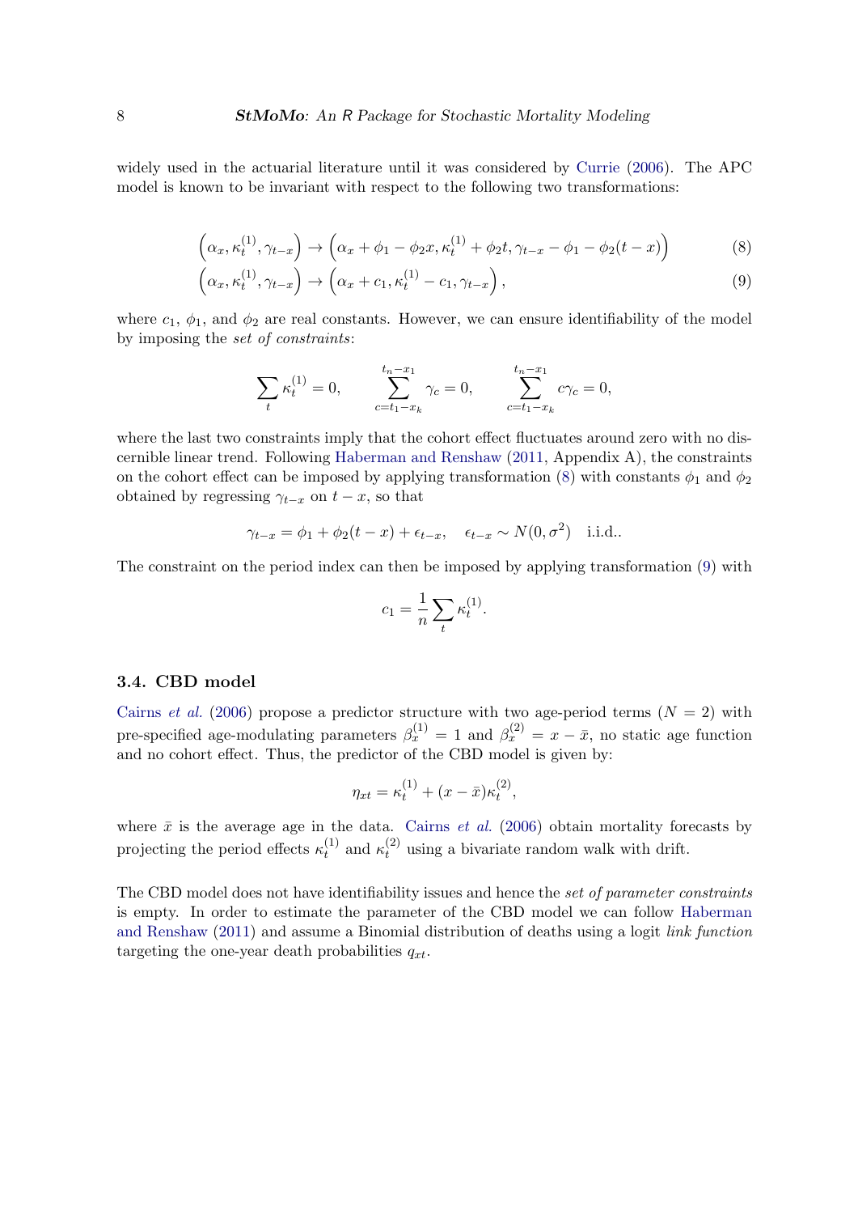widely used in the actuarial literature until it was considered by Currie (2006). The APC model is known to be invariant with respect to the following two transformations:

$$\left(\alpha_x, \kappa_t^{(1)}, \gamma_{t-x}\right) \rightarrow \left(\alpha_x + \phi_1 - \phi_2 x, \kappa_t^{(1)} + \phi_2 t, \gamma_{t-x} - \phi_1 - \phi_2(t-x)\right) \tag{8}$$

$$\left(\alpha_x, \kappa_t^{(1)}, \gamma_{t-x}\right) \rightarrow \left(\alpha_x + c_1, \kappa_t^{(1)} - c_1, \gamma_{t-x}\right), \tag{9}$$

where $c_1$, $\phi_1$, and $\phi_2$ are real constants. However, we can ensure identifiability of the model by imposing the *set of constraints*:

$$\sum_t \kappa_t^{(1)} = 0, \qquad \sum_{c=t_1-x_k}^{t_n-x_1} \gamma_c = 0, \qquad \sum_{c=t_1-x_k}^{t_n-x_1} c\gamma_c = 0,$$

where the last two constraints imply that the cohort effect fluctuates around zero with no discernible linear trend. Following Haberman and Renshaw (2011, Appendix A), the constraints on the cohort effect can be imposed by applying transformation (8) with constants $\phi_1$ and $\phi_2$ obtained by regressing $\gamma_{t-x}$ on $t-x$, so that

$$\gamma_{t-x} = \phi_1 + \phi_2(t-x) + \epsilon_{t-x}, \quad \epsilon_{t-x} \sim N(0, \sigma^2) \quad \text{i.i.d..}$$

The constraint on the period index can then be imposed by applying transformation (9) with

$$c_1 = \frac{1}{n}\sum_t \kappa_t^{(1)}.$$

### 3.4. CBD model

Cairns *et al.* (2006) propose a predictor structure with two age-period terms ($N = 2$) with pre-specified age-modulating parameters $\beta_x^{(1)} = 1$ and $\beta_x^{(2)} = x - \bar{x}$, no static age function and no cohort effect. Thus, the predictor of the CBD model is given by:

$$\eta_{xt} = \kappa_t^{(1)} + (x - \bar{x})\kappa_t^{(2)},$$

where $\bar{x}$ is the average age in the data. Cairns *et al.* (2006) obtain mortality forecasts by projecting the period effects $\kappa_t^{(1)}$ and $\kappa_t^{(2)}$ using a bivariate random walk with drift.

The CBD model does not have identifiability issues and hence the *set of parameter constraints* is empty. In order to estimate the parameter of the CBD model we can follow Haberman and Renshaw (2011) and assume a Binomial distribution of deaths using a logit *link function* targeting the one-year death probabilities $q_{xt}$.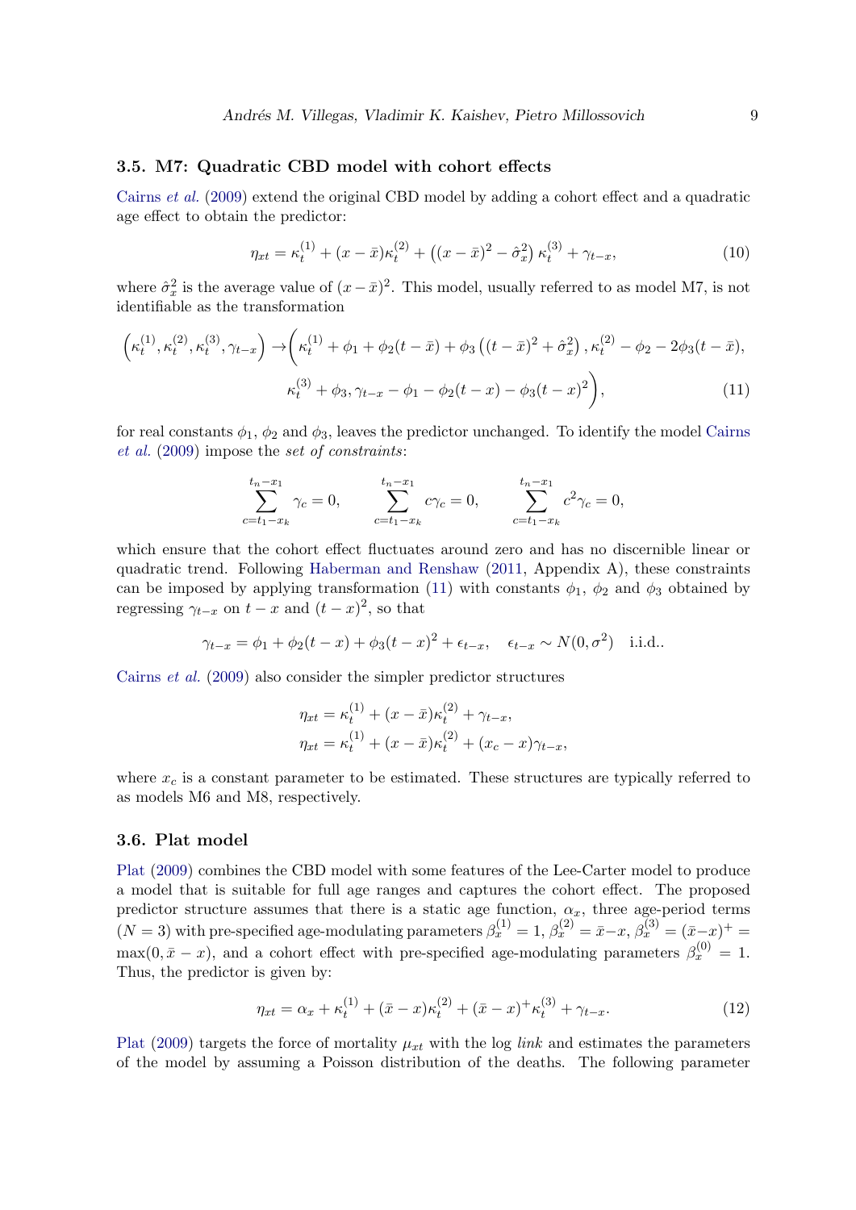### 3.5. M7: Quadratic CBD model with cohort effects

Cairns *et al.* (2009) extend the original CBD model by adding a cohort effect and a quadratic age effect to obtain the predictor:

$$\eta_{xt} = \kappa_t^{(1)} + (x - \bar{x})\kappa_t^{(2)} + \left((x - \bar{x})^2 - \hat{\sigma}_x^2\right)\kappa_t^{(3)} + \gamma_{t-x}, \tag{10}$$

where $\hat{\sigma}_x^2$ is the average value of $(x - \bar{x})^2$. This model, usually referred to as model M7, is not identifiable as the transformation

$$\begin{aligned}\left(\kappa_t^{(1)}, \kappa_t^{(2)}, \kappa_t^{(3)}, \gamma_{t-x}\right) \rightarrow \Bigg(&\kappa_t^{(1)} + \phi_1 + \phi_2(t - \bar{x}) + \phi_3\left((t - \bar{x})^2 + \hat{\sigma}_x^2\right), \kappa_t^{(2)} - \phi_2 - 2\phi_3(t - \bar{x}), \\ &\kappa_t^{(3)} + \phi_3, \gamma_{t-x} - \phi_1 - \phi_2(t - x) - \phi_3(t - x)^2\Bigg),\end{aligned} \tag{11}$$

for real constants $\phi_1$, $\phi_2$ and $\phi_3$, leaves the predictor unchanged. To identify the model Cairns *et al.* (2009) impose the *set of constraints*:

$$\sum_{c=t_1-x_k}^{t_n-x_1} \gamma_c = 0, \qquad \sum_{c=t_1-x_k}^{t_n-x_1} c\gamma_c = 0, \qquad \sum_{c=t_1-x_k}^{t_n-x_1} c^2\gamma_c = 0,$$

which ensure that the cohort effect fluctuates around zero and has no discernible linear or quadratic trend. Following Haberman and Renshaw (2011, Appendix A), these constraints can be imposed by applying transformation (11) with constants $\phi_1$, $\phi_2$ and $\phi_3$ obtained by regressing $\gamma_{t-x}$ on $t - x$ and $(t - x)^2$, so that

$$\gamma_{t-x} = \phi_1 + \phi_2(t - x) + \phi_3(t - x)^2 + \epsilon_{t-x}, \quad \epsilon_{t-x} \sim N(0, \sigma^2) \quad \text{i.i.d.}.$$

Cairns *et al.* (2009) also consider the simpler predictor structures

$$\begin{aligned}\eta_{xt} &= \kappa_t^{(1)} + (x - \bar{x})\kappa_t^{(2)} + \gamma_{t-x}, \\ \eta_{xt} &= \kappa_t^{(1)} + (x - \bar{x})\kappa_t^{(2)} + (x_c - x)\gamma_{t-x},\end{aligned}$$

where $x_c$ is a constant parameter to be estimated. These structures are typically referred to as models M6 and M8, respectively.

### 3.6. Plat model

Plat (2009) combines the CBD model with some features of the Lee-Carter model to produce a model that is suitable for full age ranges and captures the cohort effect. The proposed predictor structure assumes that there is a static age function, $\alpha_x$, three age-period terms ($N = 3$) with pre-specified age-modulating parameters $\beta_x^{(1)} = 1$, $\beta_x^{(2)} = \bar{x} - x$, $\beta_x^{(3)} = (\bar{x} - x)^+ = \max(0, \bar{x} - x)$, and a cohort effect with pre-specified age-modulating parameters $\beta_x^{(0)} = 1$. Thus, the predictor is given by:

$$\eta_{xt} = \alpha_x + \kappa_t^{(1)} + (\bar{x} - x)\kappa_t^{(2)} + (\bar{x} - x)^+\kappa_t^{(3)} + \gamma_{t-x}. \tag{12}$$

Plat (2009) targets the force of mortality $\mu_{xt}$ with the log *link* and estimates the parameters of the model by assuming a Poisson distribution of the deaths. The following parameter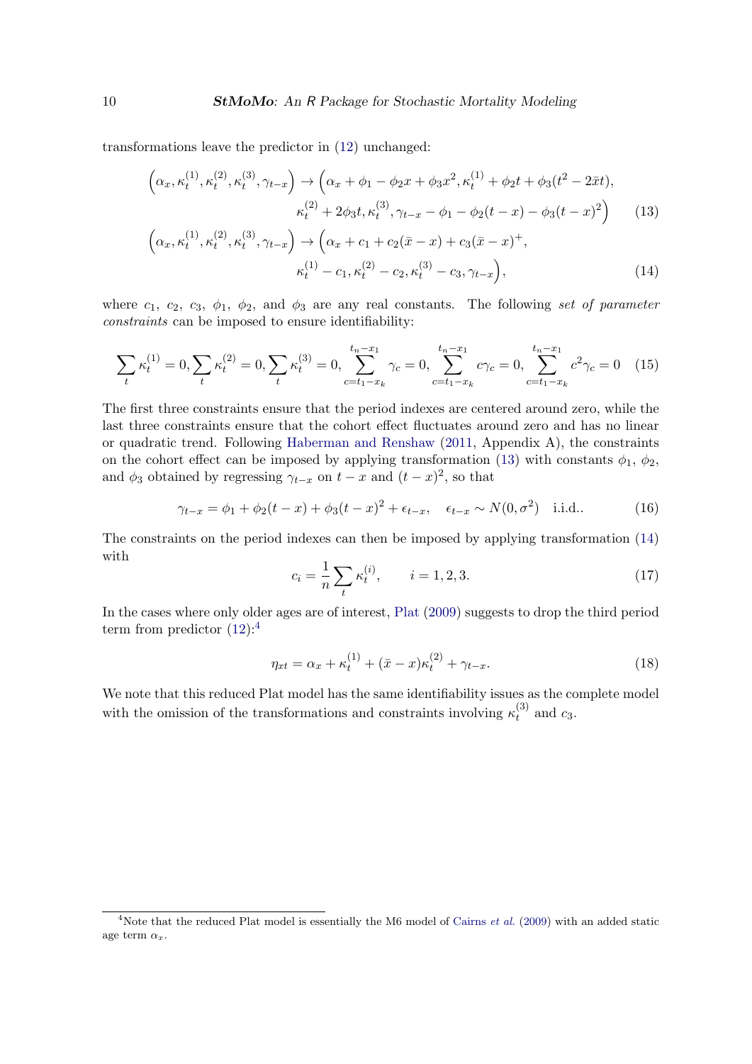transformations leave the predictor in (12) unchanged:

$$
\begin{aligned}
\left(\alpha_x, \kappa_t^{(1)}, \kappa_t^{(2)}, \kappa_t^{(3)}, \gamma_{t-x}\right) \rightarrow \Big(&\alpha_x + \phi_1 - \phi_2 x + \phi_3 x^2, \kappa_t^{(1)} + \phi_2 t + \phi_3(t^2 - 2\bar{x}t), \\
&\kappa_t^{(2)} + 2\phi_3 t, \kappa_t^{(3)}, \gamma_{t-x} - \phi_1 - \phi_2(t-x) - \phi_3(t-x)^2\Big) \qquad (13)
\end{aligned}
$$

$$
\begin{aligned}
\left(\alpha_x, \kappa_t^{(1)}, \kappa_t^{(2)}, \kappa_t^{(3)}, \gamma_{t-x}\right) \rightarrow \Big(&\alpha_x + c_1 + c_2(\bar{x} - x) + c_3(\bar{x} - x)^+, \\
&\kappa_t^{(1)} - c_1, \kappa_t^{(2)} - c_2, \kappa_t^{(3)} - c_3, \gamma_{t-x}\Big), \qquad (14)
\end{aligned}
$$

where $c_1$, $c_2$, $c_3$, $\phi_1$, $\phi_2$, and $\phi_3$ are any real constants. The following *set of parameter constraints* can be imposed to ensure identifiability:

$$
\sum_t \kappa_t^{(1)} = 0, \sum_t \kappa_t^{(2)} = 0, \sum_t \kappa_t^{(3)} = 0, \sum_{c=t_1-x_k}^{t_n-x_1} \gamma_c = 0, \sum_{c=t_1-x_k}^{t_n-x_1} c\gamma_c = 0, \sum_{c=t_1-x_k}^{t_n-x_1} c^2\gamma_c = 0 \qquad (15)
$$

The first three constraints ensure that the period indexes are centered around zero, while the last three constraints ensure that the cohort effect fluctuates around zero and has no linear or quadratic trend. Following Haberman and Renshaw (2011, Appendix A), the constraints on the cohort effect can be imposed by applying transformation (13) with constants $\phi_1$, $\phi_2$, and $\phi_3$ obtained by regressing $\gamma_{t-x}$ on $t-x$ and $(t-x)^2$, so that

$$
\gamma_{t-x} = \phi_1 + \phi_2(t-x) + \phi_3(t-x)^2 + \epsilon_{t-x}, \quad \epsilon_{t-x} \sim N(0, \sigma^2) \quad \text{i.i.d.}. \qquad (16)
$$

The constraints on the period indexes can then be imposed by applying transformation (14) with

$$
c_i = \frac{1}{n}\sum_t \kappa_t^{(i)}, \qquad i = 1, 2, 3. \qquad (17)
$$

In the cases where only older ages are of interest, Plat (2009) suggests to drop the third period term from predictor (12):[4]

$$
\eta_{xt} = \alpha_x + \kappa_t^{(1)} + (\bar{x} - x)\kappa_t^{(2)} + \gamma_{t-x}. \qquad (18)
$$

We note that this reduced Plat model has the same identifiability issues as the complete model with the omission of the transformations and constraints involving $\kappa_t^{(3)}$ and $c_3$.

[4]Note that the reduced Plat model is essentially the M6 model of Cairns *et al.* (2009) with an added static age term $\alpha_x$.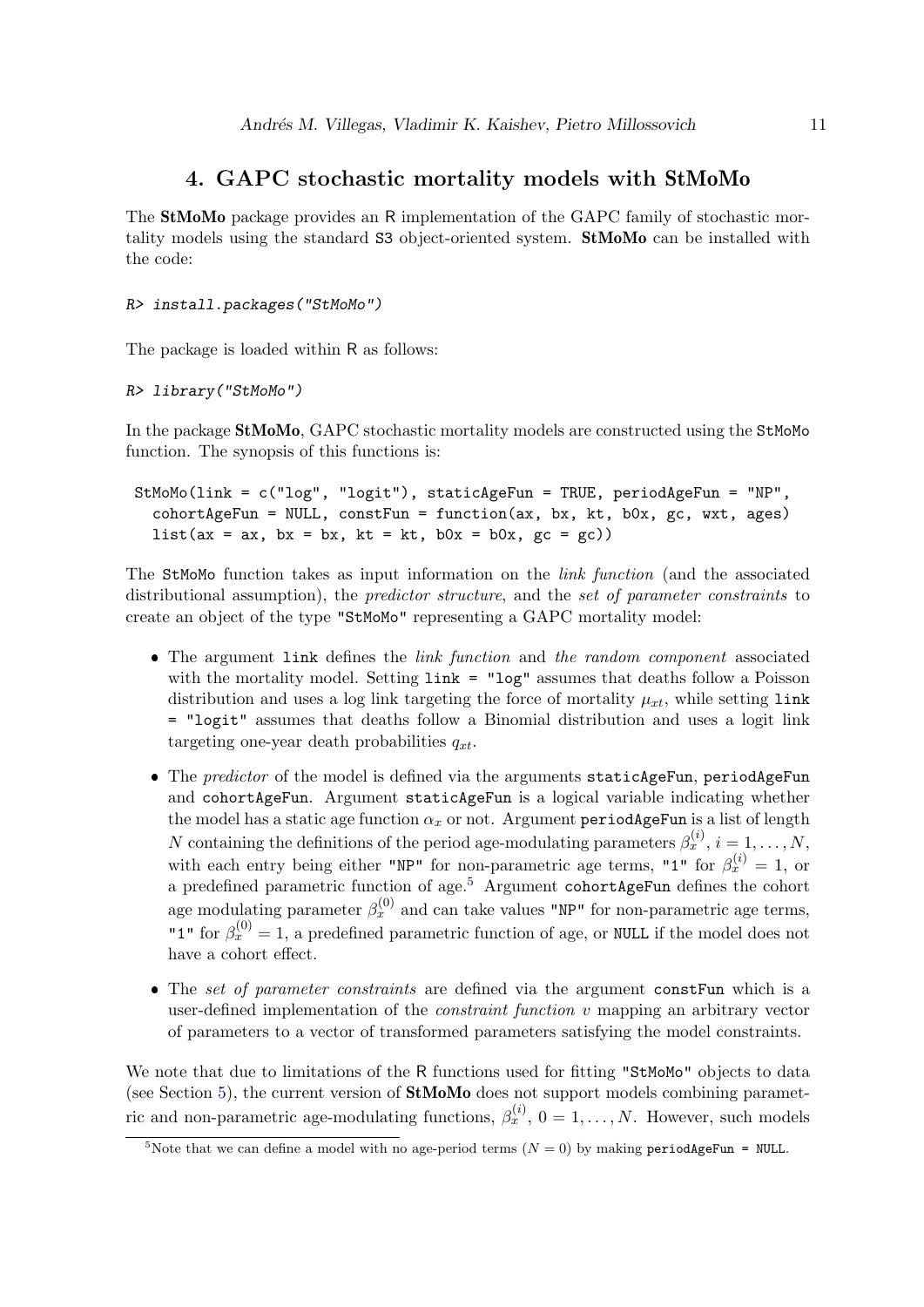# 4. GAPC stochastic mortality models with StMoMo

The **StMoMo** package provides an R implementation of the GAPC family of stochastic mortality models using the standard S3 object-oriented system. **StMoMo** can be installed with the code:

```
R> install.packages("StMoMo")
```

The package is loaded within R as follows:

```
R> library("StMoMo")
```

In the package **StMoMo**, GAPC stochastic mortality models are constructed using the StMoMo function. The synopsis of this functions is:

```
StMoMo(link = c("log", "logit"), staticAgeFun = TRUE, periodAgeFun = "NP",
  cohortAgeFun = NULL, constFun = function(ax, bx, kt, b0x, gc, wxt, ages)
  list(ax = ax, bx = bx, kt = kt, b0x = b0x, gc = gc))
```

The StMoMo function takes as input information on the *link function* (and the associated distributional assumption), the *predictor structure*, and the *set of parameter constraints* to create an object of the type "StMoMo" representing a GAPC mortality model:

- The argument link defines the *link function* and *the random component* associated with the mortality model. Setting link = "log" assumes that deaths follow a Poisson distribution and uses a log link targeting the force of mortality $\mu_{xt}$, while setting link = "logit" assumes that deaths follow a Binomial distribution and uses a logit link targeting one-year death probabilities $q_{xt}$.
- The *predictor* of the model is defined via the arguments staticAgeFun, periodAgeFun and cohortAgeFun. Argument staticAgeFun is a logical variable indicating whether the model has a static age function $\alpha_x$ or not. Argument periodAgeFun is a list of length $N$ containing the definitions of the period age-modulating parameters $\beta_x^{(i)}$, $i = 1, \ldots, N$, with each entry being either "NP" for non-parametric age terms, "1" for $\beta_x^{(i)} = 1$, or a predefined parametric function of age.[5] Argument cohortAgeFun defines the cohort age modulating parameter $\beta_x^{(0)}$ and can take values "NP" for non-parametric age terms, "1" for $\beta_x^{(0)} = 1$, a predefined parametric function of age, or NULL if the model does not have a cohort effect.
- The *set of parameter constraints* are defined via the argument constFun which is a user-defined implementation of the *constraint function* $v$ mapping an arbitrary vector of parameters to a vector of transformed parameters satisfying the model constraints.

We note that due to limitations of the R functions used for fitting "StMoMo" objects to data (see Section 5), the current version of **StMoMo** does not support models combining parametric and non-parametric age-modulating functions, $\beta_x^{(i)}$, $0 = 1, \ldots, N$. However, such models

[5] Note that we can define a model with no age-period terms ($N = 0$) by making periodAgeFun = NULL.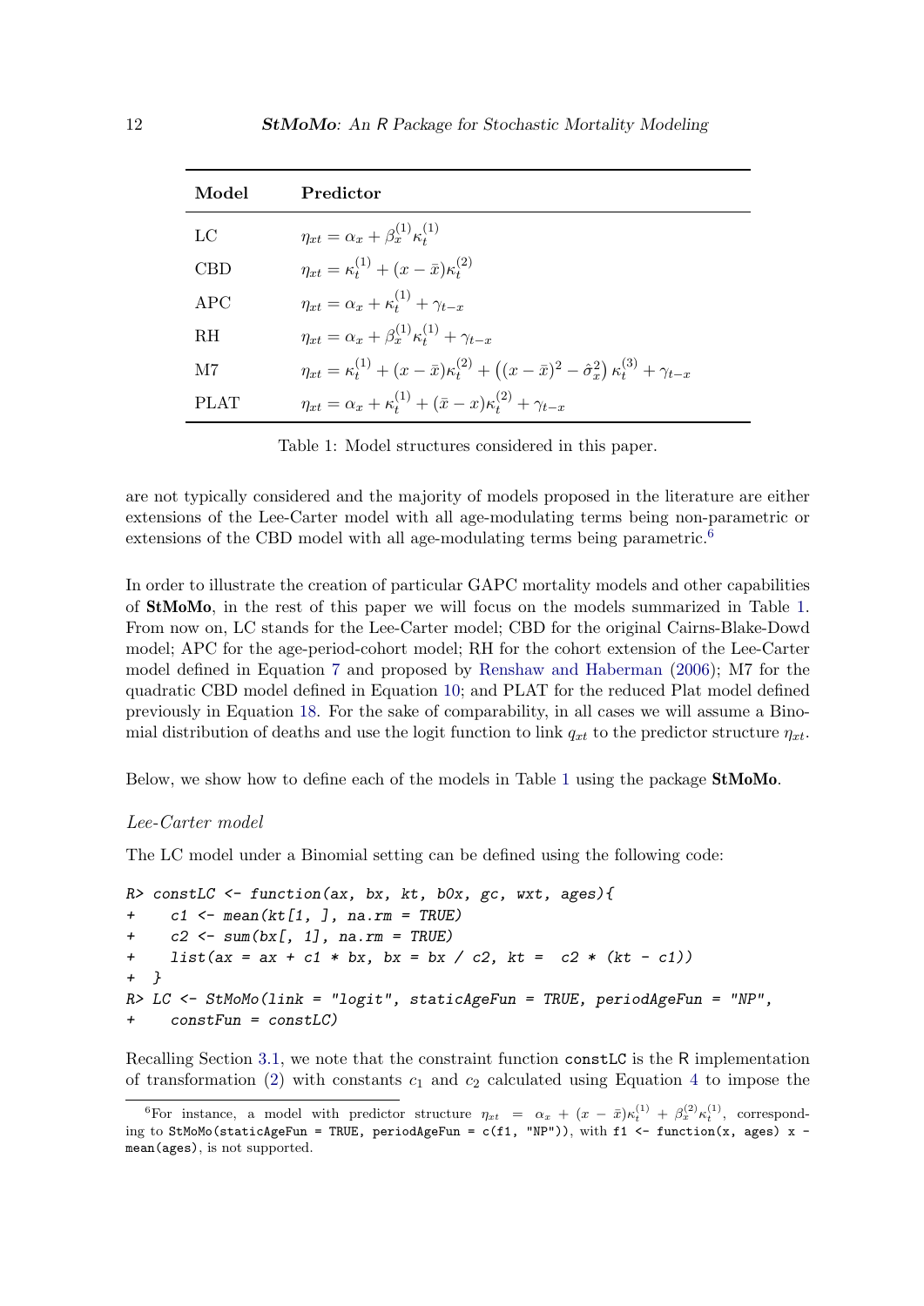| Model | Predictor |
| --- | --- |
| LC | $\eta_{xt} = \alpha_x + \beta_x^{(1)}\kappa_t^{(1)}$ |
| CBD | $\eta_{xt} = \kappa_t^{(1)} + (x - \bar{x})\kappa_t^{(2)}$ |
| APC | $\eta_{xt} = \alpha_x + \kappa_t^{(1)} + \gamma_{t-x}$ |
| RH | $\eta_{xt} = \alpha_x + \beta_x^{(1)}\kappa_t^{(1)} + \gamma_{t-x}$ |
| M7 | $\eta_{xt} = \kappa_t^{(1)} + (x - \bar{x})\kappa_t^{(2)} + \left((x - \bar{x})^2 - \hat{\sigma}_x^2\right)\kappa_t^{(3)} + \gamma_{t-x}$ |
| PLAT | $\eta_{xt} = \alpha_x + \kappa_t^{(1)} + (\bar{x} - x)\kappa_t^{(2)} + \gamma_{t-x}$ |

Table 1: Model structures considered in this paper.

are not typically considered and the majority of models proposed in the literature are either extensions of the Lee-Carter model with all age-modulating terms being non-parametric or extensions of the CBD model with all age-modulating terms being parametric.[6]

In order to illustrate the creation of particular GAPC mortality models and other capabilities of **StMoMo**, in the rest of this paper we will focus on the models summarized in Table 1. From now on, LC stands for the Lee-Carter model; CBD for the original Cairns-Blake-Dowd model; APC for the age-period-cohort model; RH for the cohort extension of the Lee-Carter model defined in Equation 7 and proposed by Renshaw and Haberman (2006); M7 for the quadratic CBD model defined in Equation 10; and PLAT for the reduced Plat model defined previously in Equation 18. For the sake of comparability, in all cases we will assume a Binomial distribution of deaths and use the logit function to link $q_{xt}$ to the predictor structure $\eta_{xt}$.

Below, we show how to define each of the models in Table 1 using the package **StMoMo**.

*Lee-Carter model*

The LC model under a Binomial setting can be defined using the following code:

```
R> constLC <- function(ax, bx, kt, b0x, gc, wxt, ages){
+     c1 <- mean(kt[1, ], na.rm = TRUE)
+     c2 <- sum(bx[, 1], na.rm = TRUE)
+     list(ax = ax + c1 * bx, bx = bx / c2, kt =  c2 * (kt - c1))
+ }
R> LC <- StMoMo(link = "logit", staticAgeFun = TRUE, periodAgeFun = "NP",
+     constFun = constLC)
```

Recalling Section 3.1, we note that the constraint function `constLC` is the R implementation of transformation (2) with constants $c_1$ and $c_2$ calculated using Equation 4 to impose the

[6] For instance, a model with predictor structure $\eta_{xt} = \alpha_x + (x - \bar{x})\kappa_t^{(1)} + \beta_x^{(2)}\kappa_t^{(1)}$, corresponding to `StMoMo(staticAgeFun = TRUE, periodAgeFun = c(f1, "NP"))`, with `f1 <- function(x, ages) x - mean(ages)`, is not supported.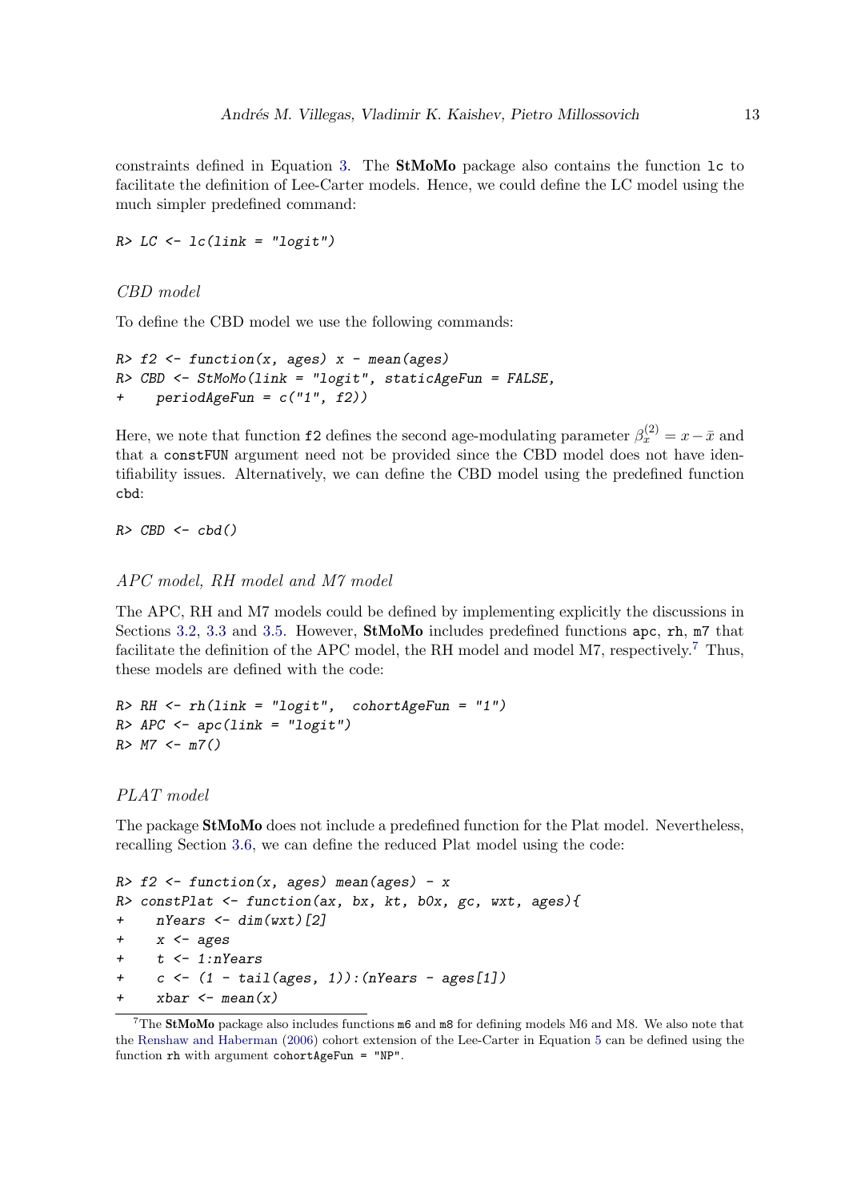constraints defined in Equation 3. The **StMoMo** package also contains the function `lc` to facilitate the definition of Lee-Carter models. Hence, we could define the LC model using the much simpler predefined command:

```
R> LC <- lc(link = "logit")
```

### *CBD model*

To define the CBD model we use the following commands:

```
R> f2 <- function(x, ages) x - mean(ages)
R> CBD <- StMoMo(link = "logit", staticAgeFun = FALSE,
+     periodAgeFun = c("1", f2))
```

Here, we note that function `f2` defines the second age-modulating parameter $\beta_x^{(2)} = x - \bar{x}$ and that a `constFUN` argument need not be provided since the CBD model does not have identifiability issues. Alternatively, we can define the CBD model using the predefined function `cbd`:

```
R> CBD <- cbd()
```

### *APC model, RH model and M7 model*

The APC, RH and M7 models could be defined by implementing explicitly the discussions in Sections 3.2, 3.3 and 3.5. However, **StMoMo** includes predefined functions `apc`, `rh`, `m7` that facilitate the definition of the APC model, the RH model and model M7, respectively.[7] Thus, these models are defined with the code:

```
R> RH <- rh(link = "logit",  cohortAgeFun = "1")
R> APC <- apc(link = "logit")
R> M7 <- m7()
```

### *PLAT model*

The package **StMoMo** does not include a predefined function for the Plat model. Nevertheless, recalling Section 3.6, we can define the reduced Plat model using the code:

```
R> f2 <- function(x, ages) mean(ages) - x
R> constPlat <- function(ax, bx, kt, b0x, gc, wxt, ages){
+     nYears <- dim(wxt)[2]
+     x <- ages
+     t <- 1:nYears
+     c <- (1 - tail(ages, 1)):(nYears - ages[1])
+     xbar <- mean(x)
```

[7] The **StMoMo** package also includes functions `m6` and `m8` for defining models M6 and M8. We also note that the Renshaw and Haberman (2006) cohort extension of the Lee-Carter in Equation 5 can be defined using the function `rh` with argument `cohortAgeFun = "NP"`.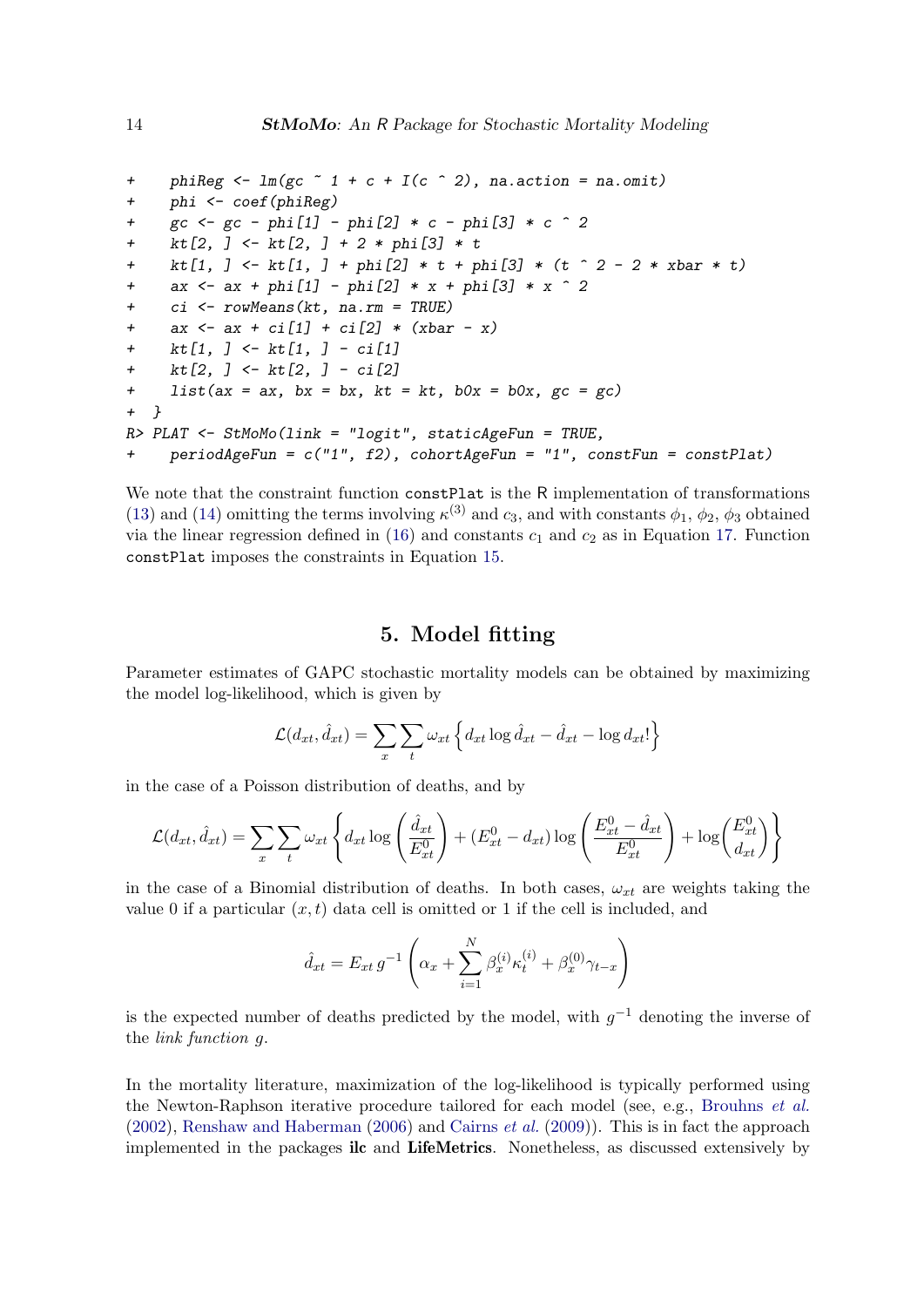```
+     phiReg <- lm(gc ~ 1 + c + I(c ^ 2), na.action = na.omit)
+     phi <- coef(phiReg)
+     gc <- gc - phi[1] - phi[2] * c - phi[3] * c ^ 2
+     kt[2, ] <- kt[2, ] + 2 * phi[3] * t
+     kt[1, ] <- kt[1, ] + phi[2] * t + phi[3] * (t ^ 2 - 2 * xbar * t)
+     ax <- ax + phi[1] - phi[2] * x + phi[3] * x ^ 2
+     ci <- rowMeans(kt, na.rm = TRUE)
+     ax <- ax + ci[1] + ci[2] * (xbar - x)
+     kt[1, ] <- kt[1, ] - ci[1]
+     kt[2, ] <- kt[2, ] - ci[2]
+     list(ax = ax, bx = bx, kt = kt, b0x = b0x, gc = gc)
+ }
R> PLAT <- StMoMo(link = "logit", staticAgeFun = TRUE,
+     periodAgeFun = c("1", f2), cohortAgeFun = "1", constFun = constPlat)
```

We note that the constraint function `constPlat` is the R implementation of transformations (13) and (14) omitting the terms involving $\kappa^{(3)}$ and $c_3$, and with constants $\phi_1$, $\phi_2$, $\phi_3$ obtained via the linear regression defined in (16) and constants $c_1$ and $c_2$ as in Equation 17. Function `constPlat` imposes the constraints in Equation 15.

## 5. Model fitting

Parameter estimates of GAPC stochastic mortality models can be obtained by maximizing the model log-likelihood, which is given by

$$\mathcal{L}(d_{xt}, \hat{d}_{xt}) = \sum_x \sum_t \omega_{xt} \left\{ d_{xt} \log \hat{d}_{xt} - \hat{d}_{xt} - \log d_{xt}! \right\}$$

in the case of a Poisson distribution of deaths, and by

$$\mathcal{L}(d_{xt}, \hat{d}_{xt}) = \sum_x \sum_t \omega_{xt} \left\{ d_{xt} \log \left( \frac{\hat{d}_{xt}}{E^0_{xt}} \right) + (E^0_{xt} - d_{xt}) \log \left( \frac{E^0_{xt} - \hat{d}_{xt}}{E^0_{xt}} \right) + \log \binom{E^0_{xt}}{d_{xt}} \right\}$$

in the case of a Binomial distribution of deaths. In both cases, $\omega_{xt}$ are weights taking the value 0 if a particular $(x, t)$ data cell is omitted or 1 if the cell is included, and

$$\hat{d}_{xt} = E_{xt}\, g^{-1} \left( \alpha_x + \sum_{i=1}^{N} \beta_x^{(i)} \kappa_t^{(i)} + \beta_x^{(0)} \gamma_{t-x} \right)$$

is the expected number of deaths predicted by the model, with $g^{-1}$ denoting the inverse of the *link function* $g$.

In the mortality literature, maximization of the log-likelihood is typically performed using the Newton-Raphson iterative procedure tailored for each model (see, e.g., Brouhns *et al.* (2002), Renshaw and Haberman (2006) and Cairns *et al.* (2009)). This is in fact the approach implemented in the packages **ilc** and **LifeMetrics**. Nonetheless, as discussed extensively by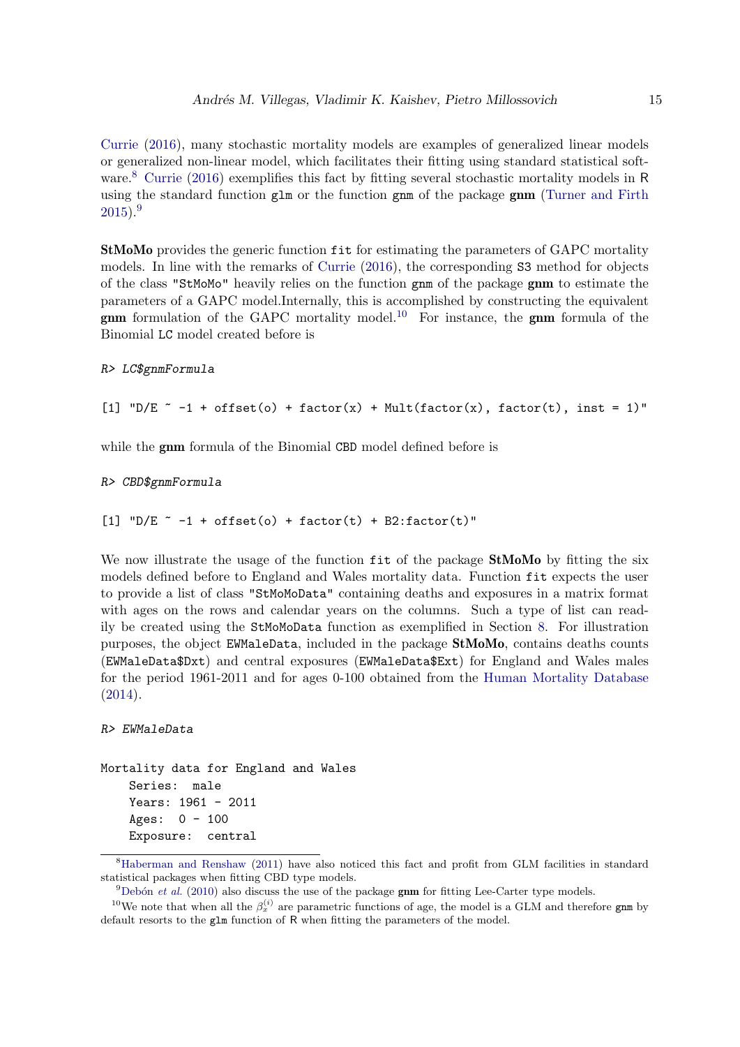Currie (2016), many stochastic mortality models are examples of generalized linear models or generalized non-linear model, which facilitates their fitting using standard statistical software.[8] Currie (2016) exemplifies this fact by fitting several stochastic mortality models in R using the standard function glm or the function gnm of the package **gnm** (Turner and Firth 2015).[9]

**StMoMo** provides the generic function fit for estimating the parameters of GAPC mortality models. In line with the remarks of Currie (2016), the corresponding S3 method for objects of the class "StMoMo" heavily relies on the function gnm of the package **gnm** to estimate the parameters of a GAPC model.Internally, this is accomplished by constructing the equivalent **gnm** formulation of the GAPC mortality model.[10] For instance, the **gnm** formula of the Binomial LC model created before is

```
R> LC$gnmFormula
```

```
[1] "D/E ~ -1 + offset(o) + factor(x) + Mult(factor(x), factor(t), inst = 1)"
```

while the **gnm** formula of the Binomial CBD model defined before is

```
R> CBD$gnmFormula
```

```
[1] "D/E ~ -1 + offset(o) + factor(t) + B2:factor(t)"
```

We now illustrate the usage of the function fit of the package **StMoMo** by fitting the six models defined before to England and Wales mortality data. Function fit expects the user to provide a list of class "StMoMoData" containing deaths and exposures in a matrix format with ages on the rows and calendar years on the columns. Such a type of list can readily be created using the StMoMoData function as exemplified in Section 8. For illustration purposes, the object EWMaleData, included in the package **StMoMo**, contains deaths counts (EWMaleData$Dxt) and central exposures (EWMaleData$Ext) for England and Wales males for the period 1961-2011 and for ages 0-100 obtained from the Human Mortality Database (2014).

```
R> EWMaleData
```

```
Mortality data for England and Wales
    Series:  male
    Years: 1961 - 2011
    Ages:  0 - 100
    Exposure:  central
```

[8] Haberman and Renshaw (2011) have also noticed this fact and profit from GLM facilities in standard statistical packages when fitting CBD type models.

[9] Debón *et al.* (2010) also discuss the use of the package **gnm** for fitting Lee-Carter type models.

[10] We note that when all the $\beta_x^{(i)}$ are parametric functions of age, the model is a GLM and therefore gnm by default resorts to the glm function of R when fitting the parameters of the model.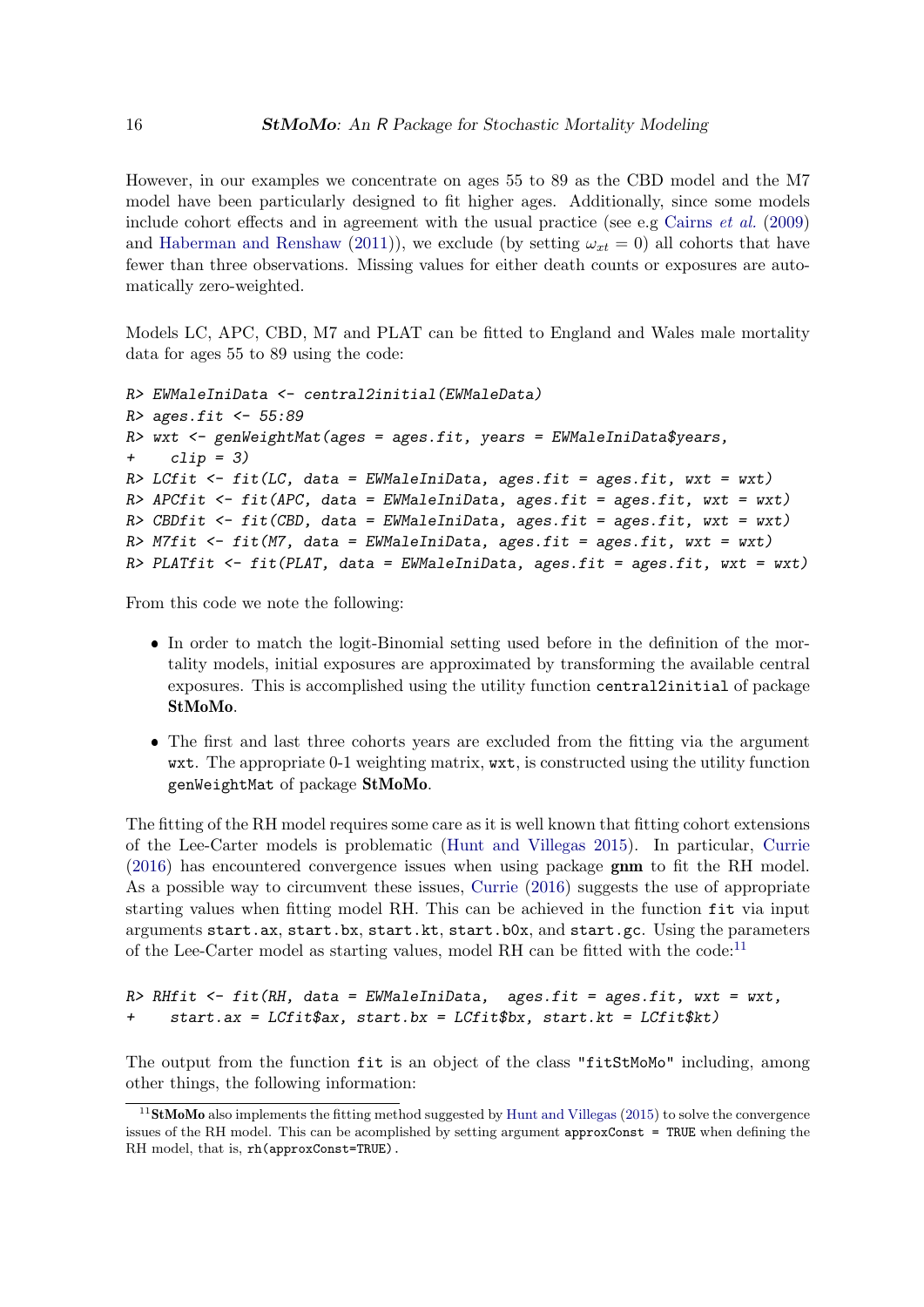However, in our examples we concentrate on ages 55 to 89 as the CBD model and the M7 model have been particularly designed to fit higher ages. Additionally, since some models include cohort effects and in agreement with the usual practice (see e.g Cairns *et al.* (2009) and Haberman and Renshaw (2011)), we exclude (by setting $\omega_{xt} = 0$) all cohorts that have fewer than three observations. Missing values for either death counts or exposures are automatically zero-weighted.

Models LC, APC, CBD, M7 and PLAT can be fitted to England and Wales male mortality data for ages 55 to 89 using the code:

```
R> EWMaleIniData <- central2initial(EWMaleData)
R> ages.fit <- 55:89
R> wxt <- genWeightMat(ages = ages.fit, years = EWMaleIniData$years,
+    clip = 3)
R> LCfit <- fit(LC, data = EWMaleIniData, ages.fit = ages.fit, wxt = wxt)
R> APCfit <- fit(APC, data = EWMaleIniData, ages.fit = ages.fit, wxt = wxt)
R> CBDfit <- fit(CBD, data = EWMaleIniData, ages.fit = ages.fit, wxt = wxt)
R> M7fit <- fit(M7, data = EWMaleIniData, ages.fit = ages.fit, wxt = wxt)
R> PLATfit <- fit(PLAT, data = EWMaleIniData, ages.fit = ages.fit, wxt = wxt)
```

From this code we note the following:

- In order to match the logit-Binomial setting used before in the definition of the mortality models, initial exposures are approximated by transforming the available central exposures. This is accomplished using the utility function `central2initial` of package **StMoMo**.
- The first and last three cohorts years are excluded from the fitting via the argument `wxt`. The appropriate 0-1 weighting matrix, `wxt`, is constructed using the utility function `genWeightMat` of package **StMoMo**.

The fitting of the RH model requires some care as it is well known that fitting cohort extensions of the Lee-Carter models is problematic (Hunt and Villegas 2015). In particular, Currie (2016) has encountered convergence issues when using package **gnm** to fit the RH model. As a possible way to circumvent these issues, Currie (2016) suggests the use of appropriate starting values when fitting model RH. This can be achieved in the function `fit` via input arguments `start.ax`, `start.bx`, `start.kt`, `start.b0x`, and `start.gc`. Using the parameters of the Lee-Carter model as starting values, model RH can be fitted with the code:[11]

```
R> RHfit <- fit(RH, data = EWMaleIniData,  ages.fit = ages.fit, wxt = wxt,
+    start.ax = LCfit$ax, start.bx = LCfit$bx, start.kt = LCfit$kt)
```

The output from the function `fit` is an object of the class `"fitStMoMo"` including, among other things, the following information:

[11] **StMoMo** also implements the fitting method suggested by Hunt and Villegas (2015) to solve the convergence issues of the RH model. This can be acomplished by setting argument `approxConst = TRUE` when defining the RH model, that is, `rh(approxConst=TRUE)`.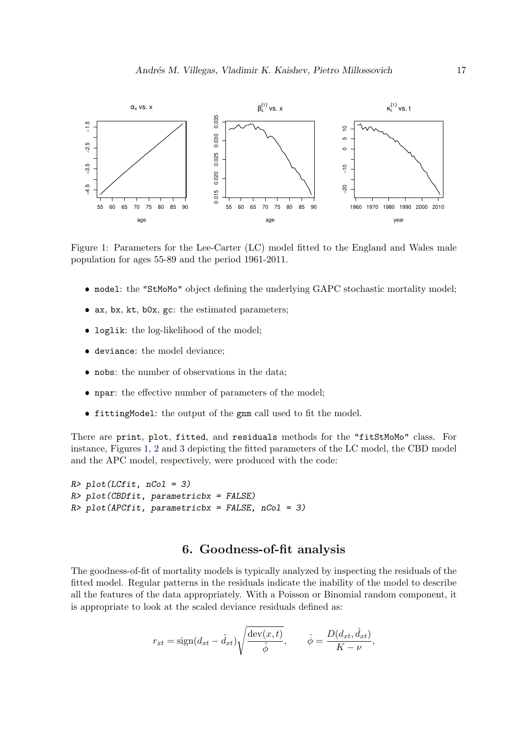Figure 1: Parameters for the Lee-Carter (LC) model fitted to the England and Wales male population for ages 55-89 and the period 1961-2011.

- `model`: the `"StMoMo"` object defining the underlying GAPC stochastic mortality model;
- `ax`, `bx`, `kt`, `b0x`, `gc`: the estimated parameters;
- `loglik`: the log-likelihood of the model;
- `deviance`: the model deviance;
- `nobs`: the number of observations in the data;
- `npar`: the effective number of parameters of the model;
- `fittingModel`: the output of the `gnm` call used to fit the model.

There are `print`, `plot`, `fitted`, and `residuals` methods for the `"fitStMoMo"` class. For instance, Figures 1, 2 and 3 depicting the fitted parameters of the LC model, the CBD model and the APC model, respectively, were produced with the code:

```
R> plot(LCfit, nCol = 3)
R> plot(CBDfit, parametricbx = FALSE)
R> plot(APCfit, parametricbx = FALSE, nCol = 3)
```

## 6. Goodness-of-fit analysis

The goodness-of-fit of mortality models is typically analyzed by inspecting the residuals of the fitted model. Regular patterns in the residuals indicate the inability of the model to describe all the features of the data appropriately. With a Poisson or Binomial random component, it is appropriate to look at the scaled deviance residuals defined as:

$$r_{xt} = \operatorname{sign}(d_{xt} - \hat{d}_{xt})\sqrt{\frac{\operatorname{dev}(x,t)}{\hat{\phi}}}, \qquad \hat{\phi} = \frac{D(d_{xt}, \hat{d}_{xt})}{K - \nu},$$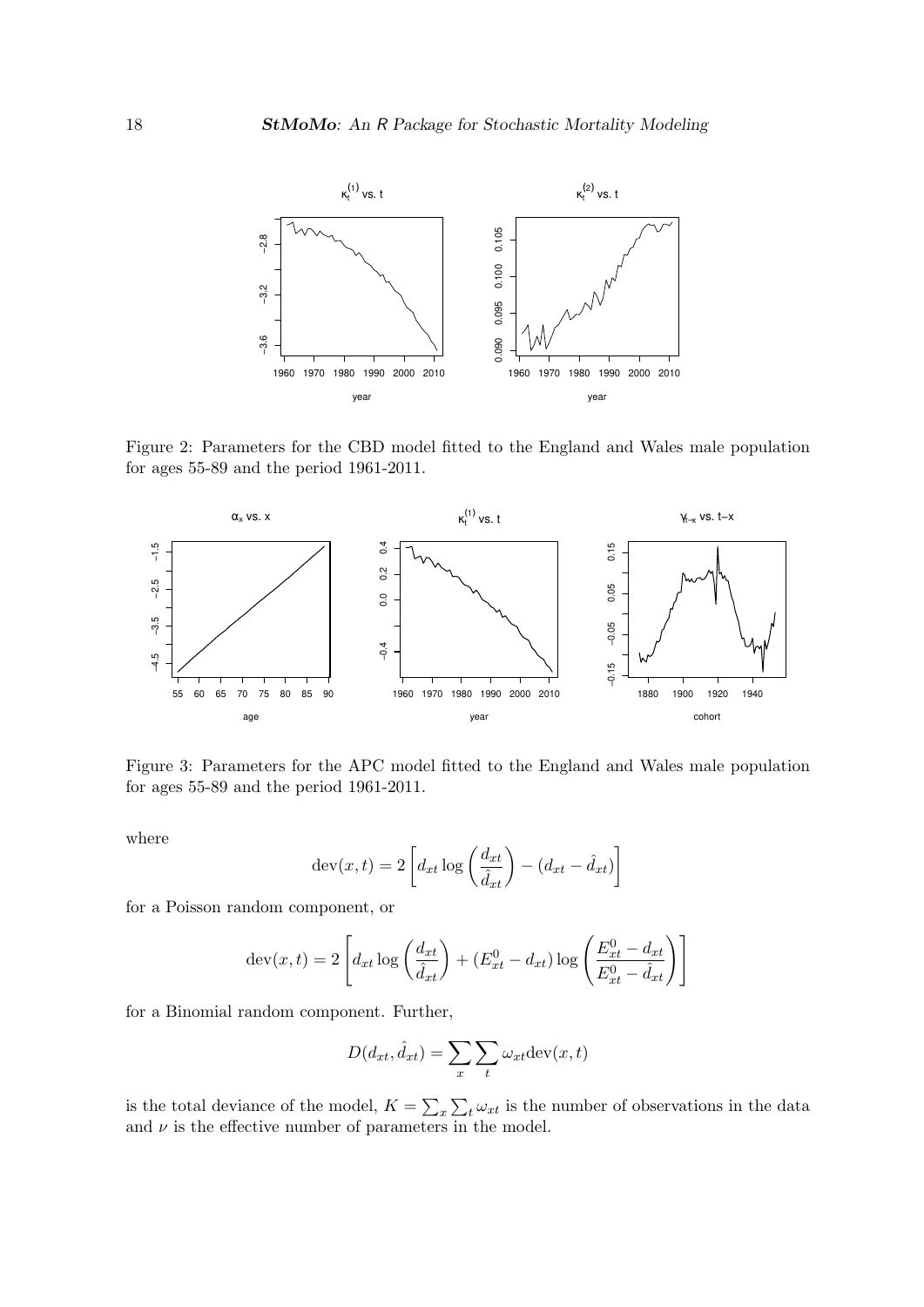Figure 2: Parameters for the CBD model fitted to the England and Wales male population for ages 55-89 and the period 1961-2011.

Figure 3: Parameters for the APC model fitted to the England and Wales male population for ages 55-89 and the period 1961-2011.

where

$$\text{dev}(x,t) = 2\left[d_{xt}\log\left(\frac{d_{xt}}{\hat{d}_{xt}}\right) - (d_{xt} - \hat{d}_{xt})\right]$$

for a Poisson random component, or

$$\text{dev}(x,t) = 2\left[d_{xt}\log\left(\frac{d_{xt}}{\hat{d}_{xt}}\right) + (E^0_{xt} - d_{xt})\log\left(\frac{E^0_{xt} - d_{xt}}{E^0_{xt} - \hat{d}_{xt}}\right)\right]$$

for a Binomial random component. Further,

$$D(d_{xt}, \hat{d}_{xt}) = \sum_x \sum_t \omega_{xt}\text{dev}(x,t)$$

is the total deviance of the model, $K = \sum_x \sum_t \omega_{xt}$ is the number of observations in the data and $\nu$ is the effective number of parameters in the model.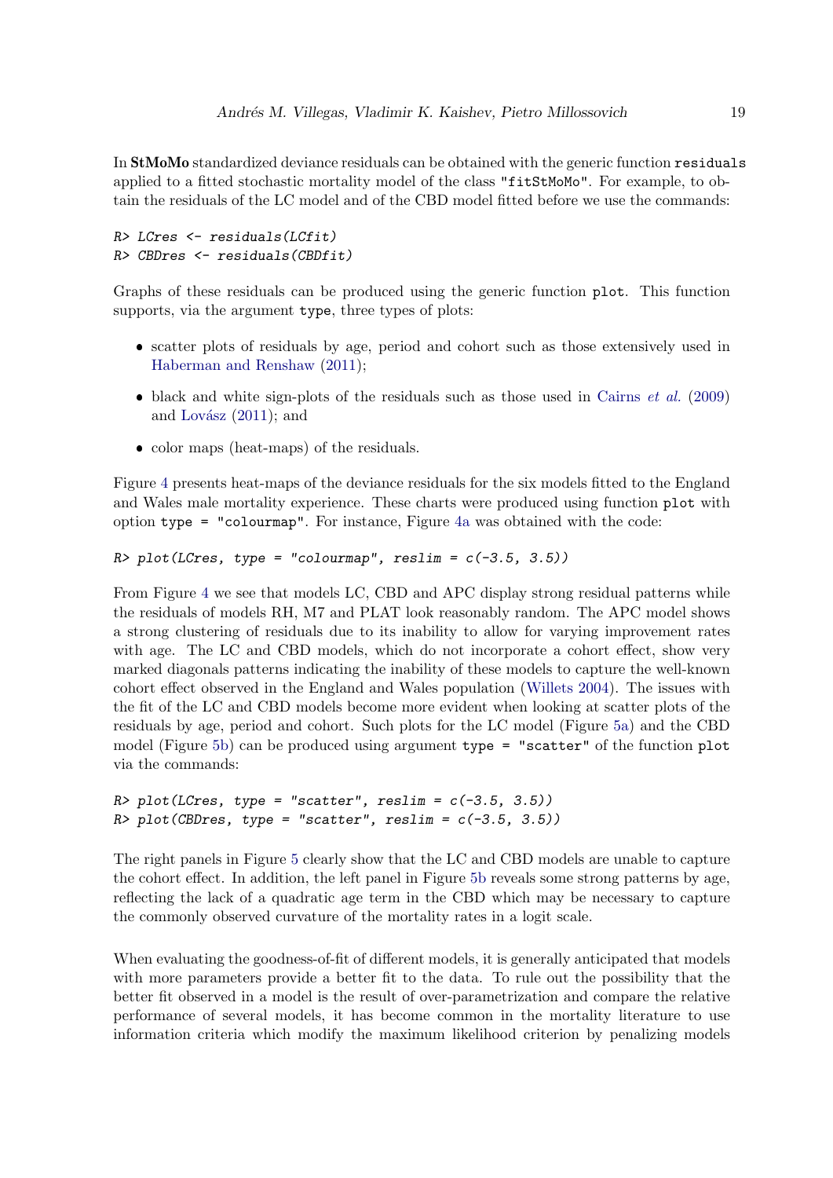In **StMoMo** standardized deviance residuals can be obtained with the generic function `residuals` applied to a fitted stochastic mortality model of the class `"fitStMoMo"`. For example, to obtain the residuals of the LC model and of the CBD model fitted before we use the commands:

```
R> LCres <- residuals(LCfit)
R> CBDres <- residuals(CBDfit)
```

Graphs of these residuals can be produced using the generic function `plot`. This function supports, via the argument `type`, three types of plots:

- scatter plots of residuals by age, period and cohort such as those extensively used in Haberman and Renshaw (2011);
- black and white sign-plots of the residuals such as those used in Cairns *et al.* (2009) and Lovász (2011); and
- color maps (heat-maps) of the residuals.

Figure 4 presents heat-maps of the deviance residuals for the six models fitted to the England and Wales male mortality experience. These charts were produced using function `plot` with option `type = "colourmap"`. For instance, Figure 4a was obtained with the code:

```
R> plot(LCres, type = "colourmap", reslim = c(-3.5, 3.5))
```

From Figure 4 we see that models LC, CBD and APC display strong residual patterns while the residuals of models RH, M7 and PLAT look reasonably random. The APC model shows a strong clustering of residuals due to its inability to allow for varying improvement rates with age. The LC and CBD models, which do not incorporate a cohort effect, show very marked diagonals patterns indicating the inability of these models to capture the well-known cohort effect observed in the England and Wales population (Willets 2004). The issues with the fit of the LC and CBD models become more evident when looking at scatter plots of the residuals by age, period and cohort. Such plots for the LC model (Figure 5a) and the CBD model (Figure 5b) can be produced using argument `type = "scatter"` of the function `plot` via the commands:

```
R> plot(LCres, type = "scatter", reslim = c(-3.5, 3.5))
R> plot(CBDres, type = "scatter", reslim = c(-3.5, 3.5))
```

The right panels in Figure 5 clearly show that the LC and CBD models are unable to capture the cohort effect. In addition, the left panel in Figure 5b reveals some strong patterns by age, reflecting the lack of a quadratic age term in the CBD which may be necessary to capture the commonly observed curvature of the mortality rates in a logit scale.

When evaluating the goodness-of-fit of different models, it is generally anticipated that models with more parameters provide a better fit to the data. To rule out the possibility that the better fit observed in a model is the result of over-parametrization and compare the relative performance of several models, it has become common in the mortality literature to use information criteria which modify the maximum likelihood criterion by penalizing models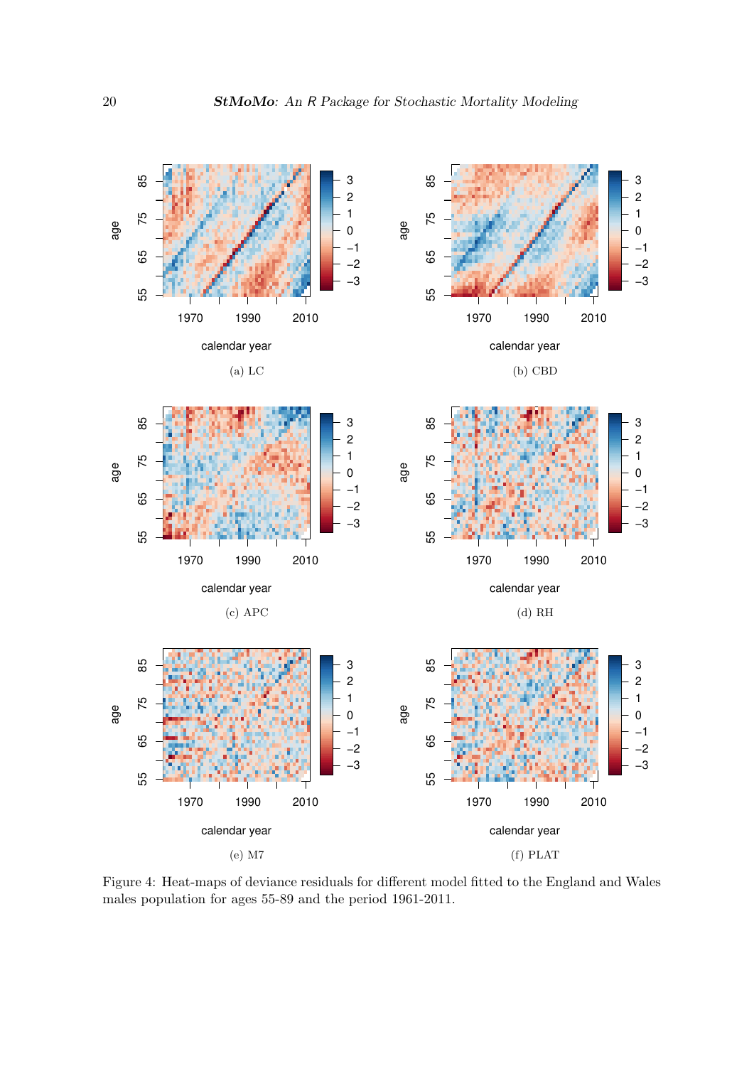(a) LC

(b) CBD

(c) APC

(d) RH

(e) M7

(f) PLAT

Figure 4: Heat-maps of deviance residuals for different model fitted to the England and Wales males population for ages 55-89 and the period 1961-2011.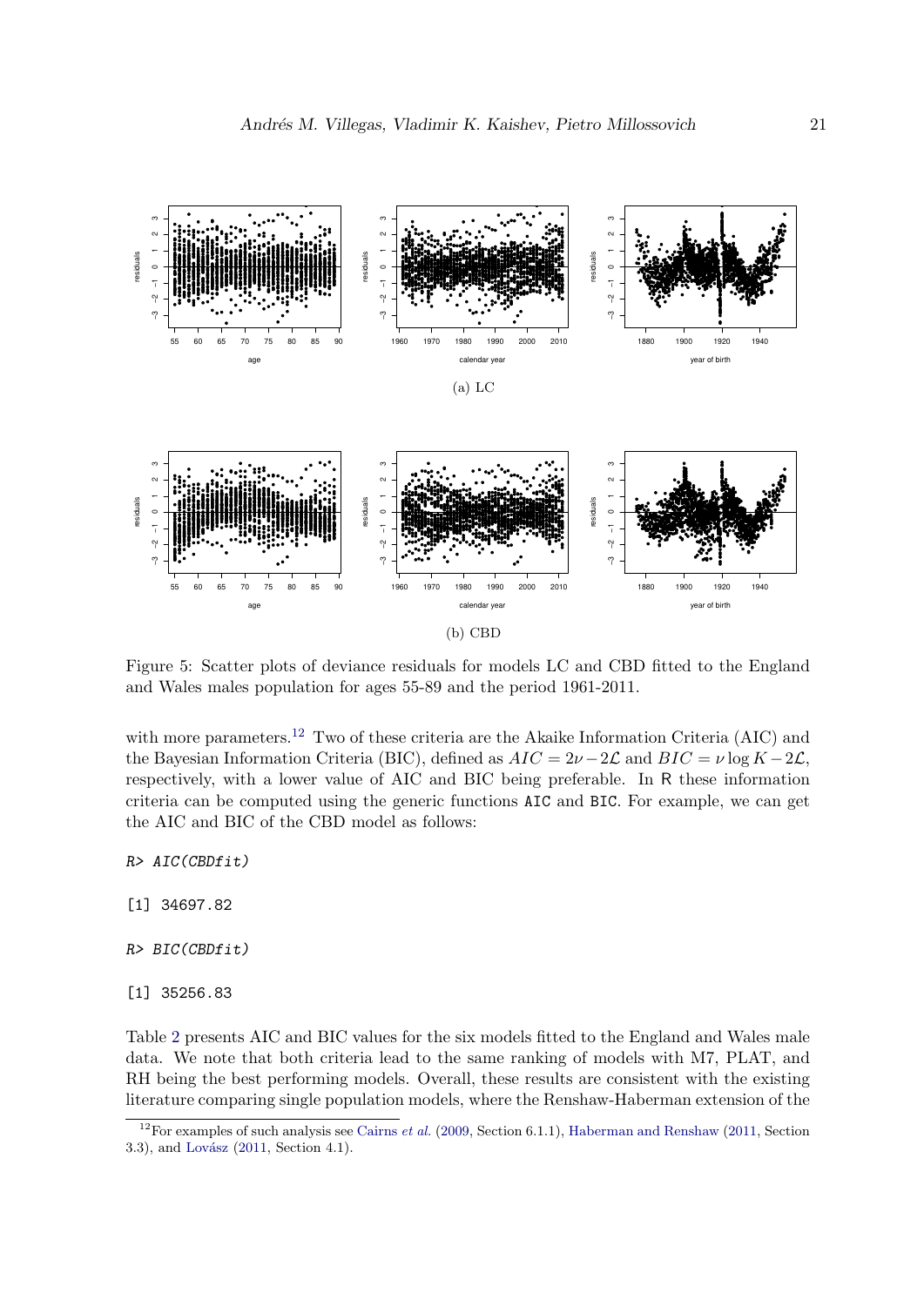(a) LC

(b) CBD

Figure 5: Scatter plots of deviance residuals for models LC and CBD fitted to the England and Wales males population for ages 55-89 and the period 1961-2011.

with more parameters.[12] Two of these criteria are the Akaike Information Criteria (AIC) and the Bayesian Information Criteria (BIC), defined as $AIC = 2\nu - 2\mathcal{L}$ and $BIC = \nu \log K - 2\mathcal{L}$, respectively, with a lower value of AIC and BIC being preferable. In R these information criteria can be computed using the generic functions `AIC` and `BIC`. For example, we can get the AIC and BIC of the CBD model as follows:

```
R> AIC(CBDfit)

[1] 34697.82

R> BIC(CBDfit)

[1] 35256.83
```

Table 2 presents AIC and BIC values for the six models fitted to the England and Wales male data. We note that both criteria lead to the same ranking of models with M7, PLAT, and RH being the best performing models. Overall, these results are consistent with the existing literature comparing single population models, where the Renshaw-Haberman extension of the

[12] For examples of such analysis see Cairns *et al.* (2009, Section 6.1.1), Haberman and Renshaw (2011, Section 3.3), and Lovász (2011, Section 4.1).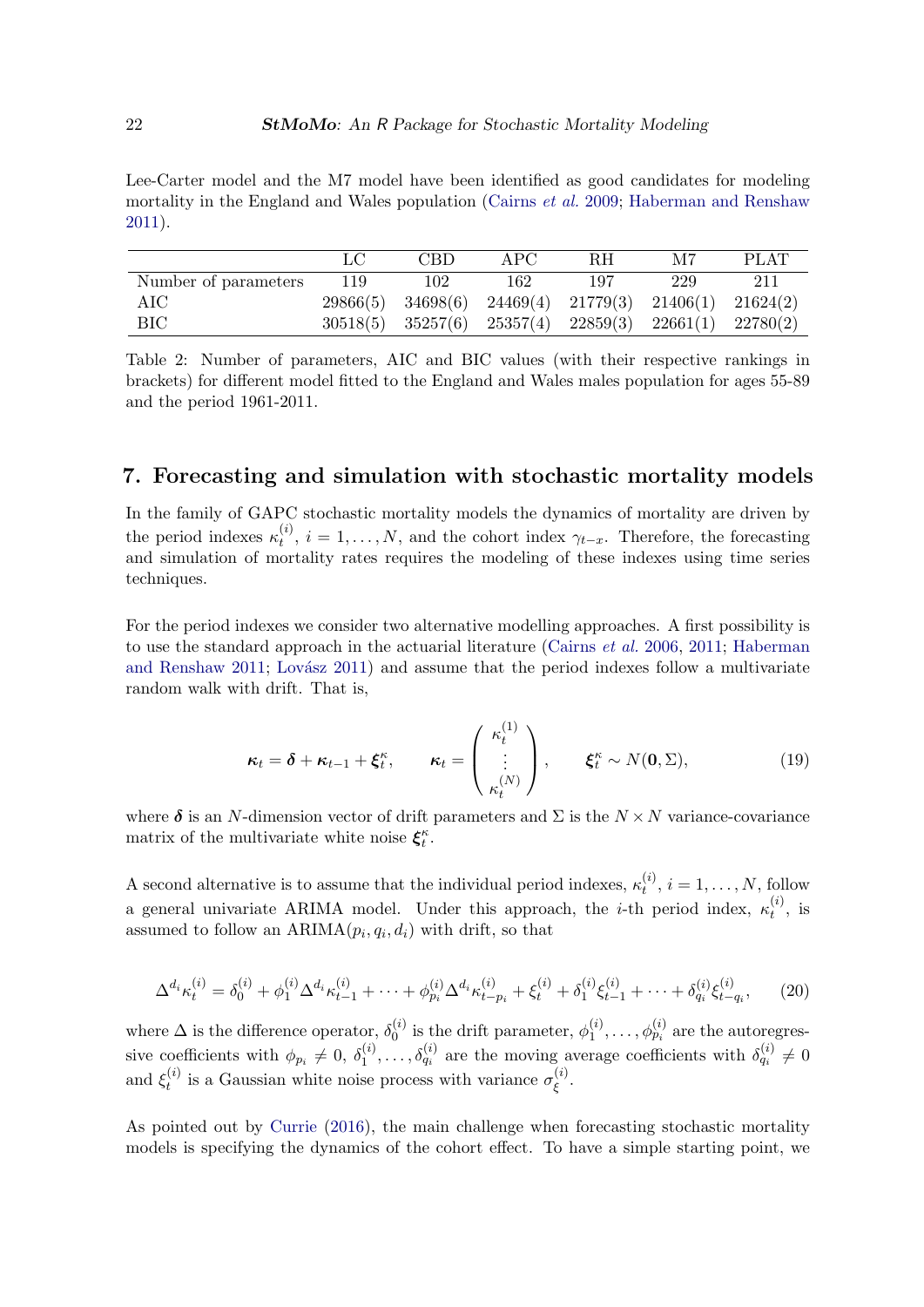Lee-Carter model and the M7 model have been identified as good candidates for modeling mortality in the England and Wales population (Cairns *et al.* 2009; Haberman and Renshaw 2011).

| | LC | CBD | APC | RH | M7 | PLAT |
|---|---|---|---|---|---|---|
| Number of parameters | 119 | 102 | 162 | 197 | 229 | 211 |
| AIC | 29866(5) | 34698(6) | 24469(4) | 21779(3) | 21406(1) | 21624(2) |
| BIC | 30518(5) | 35257(6) | 25357(4) | 22859(3) | 22661(1) | 22780(2) |

Table 2: Number of parameters, AIC and BIC values (with their respective rankings in brackets) for different model fitted to the England and Wales males population for ages 55-89 and the period 1961-2011.

## 7. Forecasting and simulation with stochastic mortality models

In the family of GAPC stochastic mortality models the dynamics of mortality are driven by the period indexes $\kappa_t^{(i)}$, $i = 1, \ldots, N$, and the cohort index $\gamma_{t-x}$. Therefore, the forecasting and simulation of mortality rates requires the modeling of these indexes using time series techniques.

For the period indexes we consider two alternative modelling approaches. A first possibility is to use the standard approach in the actuarial literature (Cairns *et al.* 2006, 2011; Haberman and Renshaw 2011; Lovász 2011) and assume that the period indexes follow a multivariate random walk with drift. That is,

$$\boldsymbol{\kappa}_t = \boldsymbol{\delta} + \boldsymbol{\kappa}_{t-1} + \boldsymbol{\xi}_t^{\kappa}, \qquad \boldsymbol{\kappa}_t = \begin{pmatrix} \kappa_t^{(1)} \\ \vdots \\ \kappa_t^{(N)} \end{pmatrix}, \qquad \boldsymbol{\xi}_t^{\kappa} \sim N(\mathbf{0}, \Sigma), \tag{19}$$

where $\boldsymbol{\delta}$ is an $N$-dimension vector of drift parameters and $\Sigma$ is the $N \times N$ variance-covariance matrix of the multivariate white noise $\boldsymbol{\xi}_t^{\kappa}$.

A second alternative is to assume that the individual period indexes, $\kappa_t^{(i)}$, $i = 1, \ldots, N$, follow a general univariate ARIMA model. Under this approach, the $i$-th period index, $\kappa_t^{(i)}$, is assumed to follow an ARIMA$(p_i, q_i, d_i)$ with drift, so that

$$\Delta^{d_i}\kappa_t^{(i)} = \delta_0^{(i)} + \phi_1^{(i)}\Delta^{d_i}\kappa_{t-1}^{(i)} + \cdots + \phi_{p_i}^{(i)}\Delta^{d_i}\kappa_{t-p_i}^{(i)} + \xi_t^{(i)} + \delta_1^{(i)}\xi_{t-1}^{(i)} + \cdots + \delta_{q_i}^{(i)}\xi_{t-q_i}^{(i)}, \tag{20}$$

where $\Delta$ is the difference operator, $\delta_0^{(i)}$ is the drift parameter, $\phi_1^{(i)}, \ldots, \phi_{p_i}^{(i)}$ are the autoregressive coefficients with $\phi_{p_i} \neq 0$, $\delta_1^{(i)}, \ldots, \delta_{q_i}^{(i)}$ are the moving average coefficients with $\delta_{q_i}^{(i)} \neq 0$ and $\xi_t^{(i)}$ is a Gaussian white noise process with variance $\sigma_\xi^{(i)}$.

As pointed out by Currie (2016), the main challenge when forecasting stochastic mortality models is specifying the dynamics of the cohort effect. To have a simple starting point, we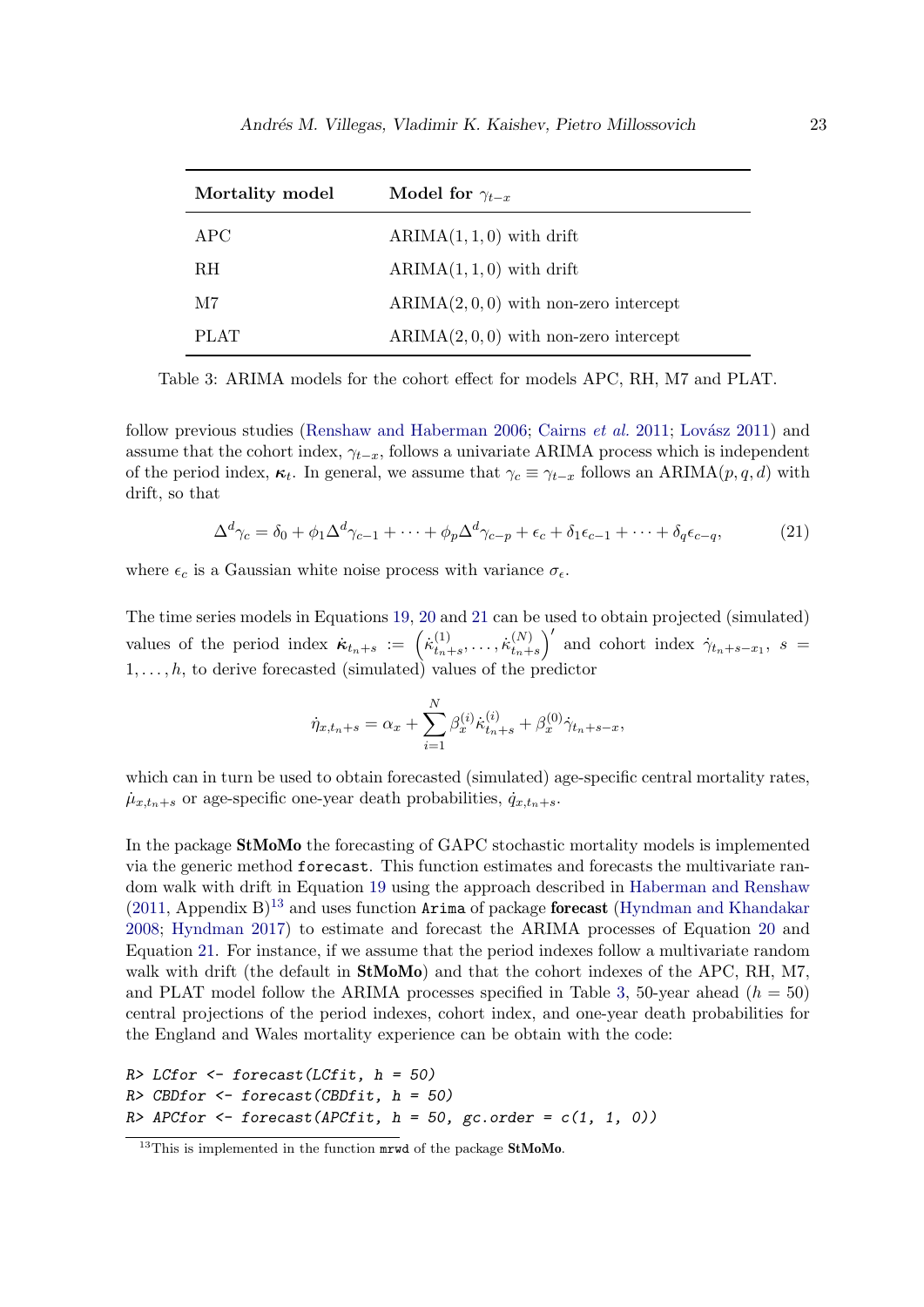| Mortality model | Model for $\gamma_{t-x}$ |
| --- | --- |
| APC | ARIMA$(1, 1, 0)$ with drift |
| RH | ARIMA$(1, 1, 0)$ with drift |
| M7 | ARIMA$(2, 0, 0)$ with non-zero intercept |
| PLAT | ARIMA$(2, 0, 0)$ with non-zero intercept |

Table 3: ARIMA models for the cohort effect for models APC, RH, M7 and PLAT.

follow previous studies (Renshaw and Haberman 2006; Cairns *et al.* 2011; Lovász 2011) and assume that the cohort index, $\gamma_{t-x}$, follows a univariate ARIMA process which is independent of the period index, $\boldsymbol{\kappa}_t$. In general, we assume that $\gamma_c \equiv \gamma_{t-x}$ follows an ARIMA$(p, q, d)$ with drift, so that

$$\Delta^d \gamma_c = \delta_0 + \phi_1 \Delta^d \gamma_{c-1} + \cdots + \phi_p \Delta^d \gamma_{c-p} + \epsilon_c + \delta_1 \epsilon_{c-1} + \cdots + \delta_q \epsilon_{c-q}, \tag{21}$$

where $\epsilon_c$ is a Gaussian white noise process with variance $\sigma_\epsilon$.

The time series models in Equations 19, 20 and 21 can be used to obtain projected (simulated) values of the period index $\dot{\boldsymbol{\kappa}}_{t_n+s} := \left(\dot{\kappa}^{(1)}_{t_n+s}, \ldots, \dot{\kappa}^{(N)}_{t_n+s}\right)'$ and cohort index $\dot{\gamma}_{t_n+s-x_1}$, $s = 1, \ldots, h$, to derive forecasted (simulated) values of the predictor

$$\dot{\eta}_{x,t_n+s} = \alpha_x + \sum_{i=1}^{N} \beta^{(i)}_x \dot{\kappa}^{(i)}_{t_n+s} + \beta^{(0)}_x \dot{\gamma}_{t_n+s-x},$$

which can in turn be used to obtain forecasted (simulated) age-specific central mortality rates, $\dot{\mu}_{x,t_n+s}$ or age-specific one-year death probabilities, $\dot{q}_{x,t_n+s}$.

In the package **StMoMo** the forecasting of GAPC stochastic mortality models is implemented via the generic method `forecast`. This function estimates and forecasts the multivariate random walk with drift in Equation 19 using the approach described in Haberman and Renshaw (2011, Appendix B)[13] and uses function `Arima` of package **forecast** (Hyndman and Khandakar 2008; Hyndman 2017) to estimate and forecast the ARIMA processes of Equation 20 and Equation 21. For instance, if we assume that the period indexes follow a multivariate random walk with drift (the default in **StMoMo**) and that the cohort indexes of the APC, RH, M7, and PLAT model follow the ARIMA processes specified in Table 3, 50-year ahead ($h = 50$) central projections of the period indexes, cohort index, and one-year death probabilities for the England and Wales mortality experience can be obtain with the code:

```
R> LCfor <- forecast(LCfit, h = 50)
R> CBDfor <- forecast(CBDfit, h = 50)
R> APCfor <- forecast(APCfit, h = 50, gc.order = c(1, 1, 0))
```

[13]This is implemented in the function `mrwd` of the package **StMoMo**.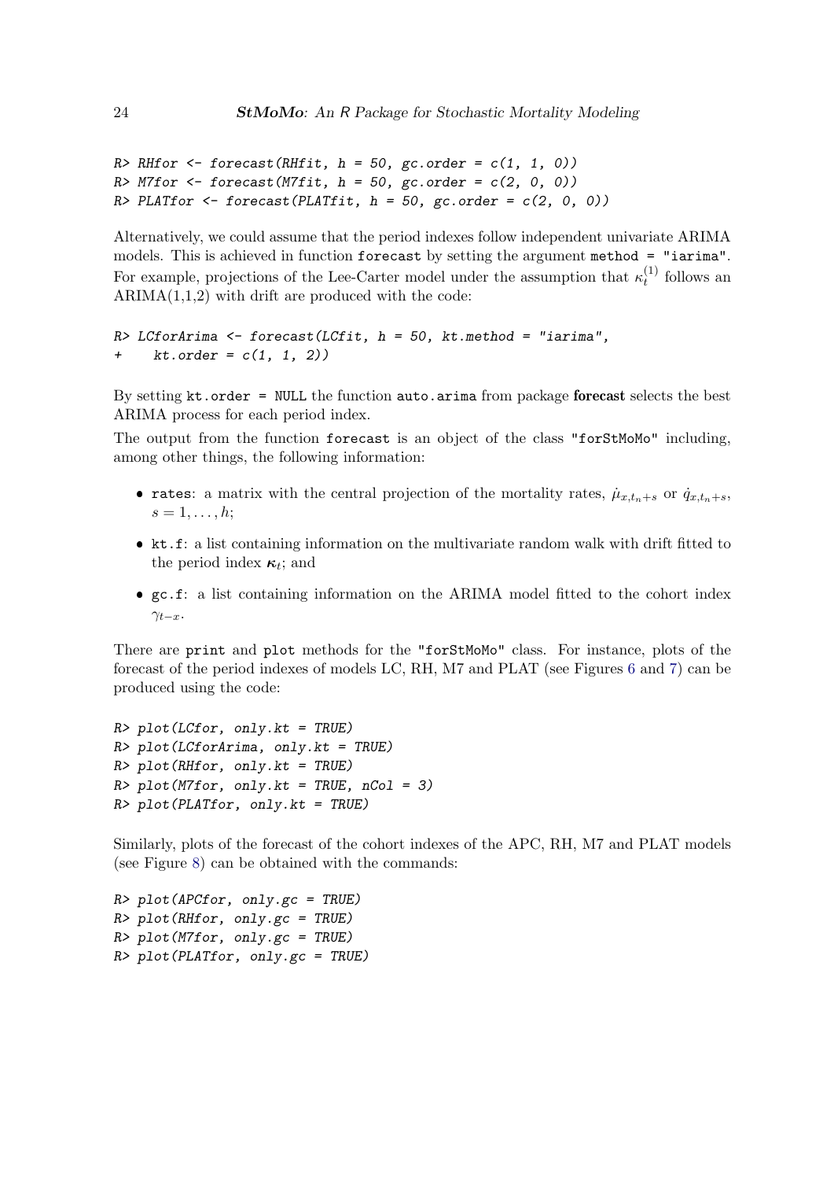```
R> RHfor <- forecast(RHfit, h = 50, gc.order = c(1, 1, 0))
R> M7for <- forecast(M7fit, h = 50, gc.order = c(2, 0, 0))
R> PLATfor <- forecast(PLATfit, h = 50, gc.order = c(2, 0, 0))
```

Alternatively, we could assume that the period indexes follow independent univariate ARIMA models. This is achieved in function `forecast` by setting the argument `method = "iarima"`. For example, projections of the Lee-Carter model under the assumption that $\kappa_t^{(1)}$ follows an ARIMA(1,1,2) with drift are produced with the code:

```
R> LCforArima <- forecast(LCfit, h = 50, kt.method = "iarima",
+    kt.order = c(1, 1, 2))
```

By setting `kt.order = NULL` the function `auto.arima` from package **forecast** selects the best ARIMA process for each period index.

The output from the function `forecast` is an object of the class `"forStMoMo"` including, among other things, the following information:

- `rates`: a matrix with the central projection of the mortality rates, $\dot{\mu}_{x,t_n+s}$ or $\dot{q}_{x,t_n+s}$, $s = 1, \ldots, h$;
- `kt.f`: a list containing information on the multivariate random walk with drift fitted to the period index $\boldsymbol{\kappa}_t$; and
- `gc.f`: a list containing information on the ARIMA model fitted to the cohort index $\gamma_{t-x}$.

There are `print` and `plot` methods for the `"forStMoMo"` class. For instance, plots of the forecast of the period indexes of models LC, RH, M7 and PLAT (see Figures 6 and 7) can be produced using the code:

```
R> plot(LCfor, only.kt = TRUE)
R> plot(LCforArima, only.kt = TRUE)
R> plot(RHfor, only.kt = TRUE)
R> plot(M7for, only.kt = TRUE, nCol = 3)
R> plot(PLATfor, only.kt = TRUE)
```

Similarly, plots of the forecast of the cohort indexes of the APC, RH, M7 and PLAT models (see Figure 8) can be obtained with the commands:

```
R> plot(APCfor, only.gc = TRUE)
R> plot(RHfor, only.gc = TRUE)
R> plot(M7for, only.gc = TRUE)
R> plot(PLATfor, only.gc = TRUE)
```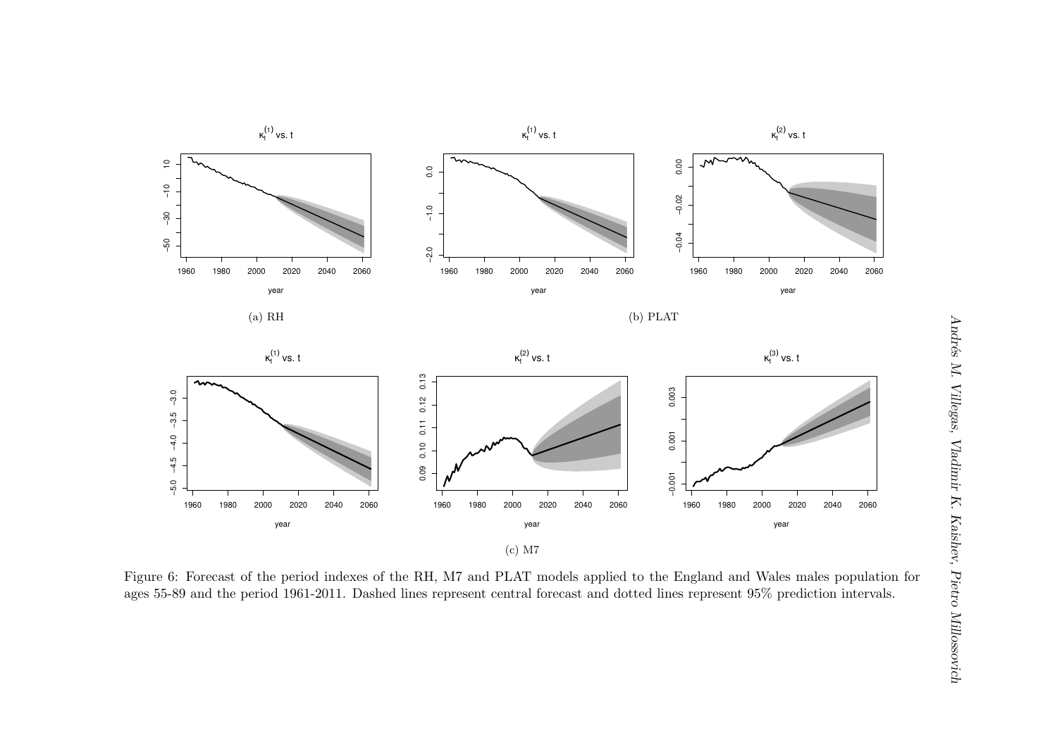(a) RH

(b) PLAT

(c) M7

Figure 6: Forecast of the period indexes of the RH, M7 and PLAT models applied to the England and Wales males population for ages 55-89 and the period 1961-2011. Dashed lines represent central forecast and dotted lines represent 95% prediction intervals.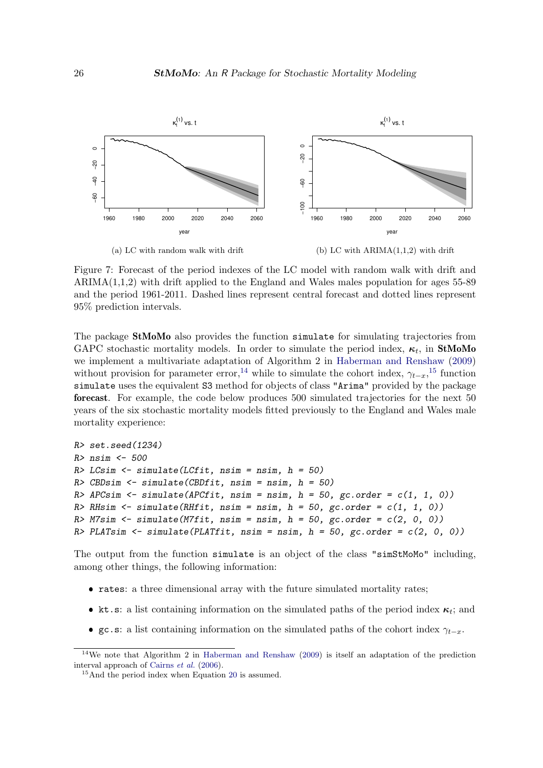(a) LC with random walk with drift

(b) LC with ARIMA(1,1,2) with drift

Figure 7: Forecast of the period indexes of the LC model with random walk with drift and ARIMA(1,1,2) with drift applied to the England and Wales males population for ages 55-89 and the period 1961-2011. Dashed lines represent central forecast and dotted lines represent 95% prediction intervals.

The package **StMoMo** also provides the function `simulate` for simulating trajectories from GAPC stochastic mortality models. In order to simulate the period index, $\boldsymbol{\kappa}_t$, in **StMoMo** we implement a multivariate adaptation of Algorithm 2 in Haberman and Renshaw (2009) without provision for parameter error,[14] while to simulate the cohort index, $\gamma_{t-x}$,[15] function `simulate` uses the equivalent S3 method for objects of class `"Arima"` provided by the package **forecast**. For example, the code below produces 500 simulated trajectories for the next 50 years of the six stochastic mortality models fitted previously to the England and Wales male mortality experience:

```
R> set.seed(1234)
R> nsim <- 500
R> LCsim <- simulate(LCfit, nsim = nsim, h = 50)
R> CBDsim <- simulate(CBDfit, nsim = nsim, h = 50)
R> APCsim <- simulate(APCfit, nsim = nsim, h = 50, gc.order = c(1, 1, 0))
R> RHsim <- simulate(RHfit, nsim = nsim, h = 50, gc.order = c(1, 1, 0))
R> M7sim <- simulate(M7fit, nsim = nsim, h = 50, gc.order = c(2, 0, 0))
R> PLATsim <- simulate(PLATfit, nsim = nsim, h = 50, gc.order = c(2, 0, 0))
```

The output from the function `simulate` is an object of the class `"simStMoMo"` including, among other things, the following information:

- `rates`: a three dimensional array with the future simulated mortality rates;
- `kt.s`: a list containing information on the simulated paths of the period index $\boldsymbol{\kappa}_t$; and
- `gc.s`: a list containing information on the simulated paths of the cohort index $\gamma_{t-x}$.

[14] We note that Algorithm 2 in Haberman and Renshaw (2009) is itself an adaptation of the prediction interval approach of Cairns *et al.* (2006).

[15] And the period index when Equation 20 is assumed.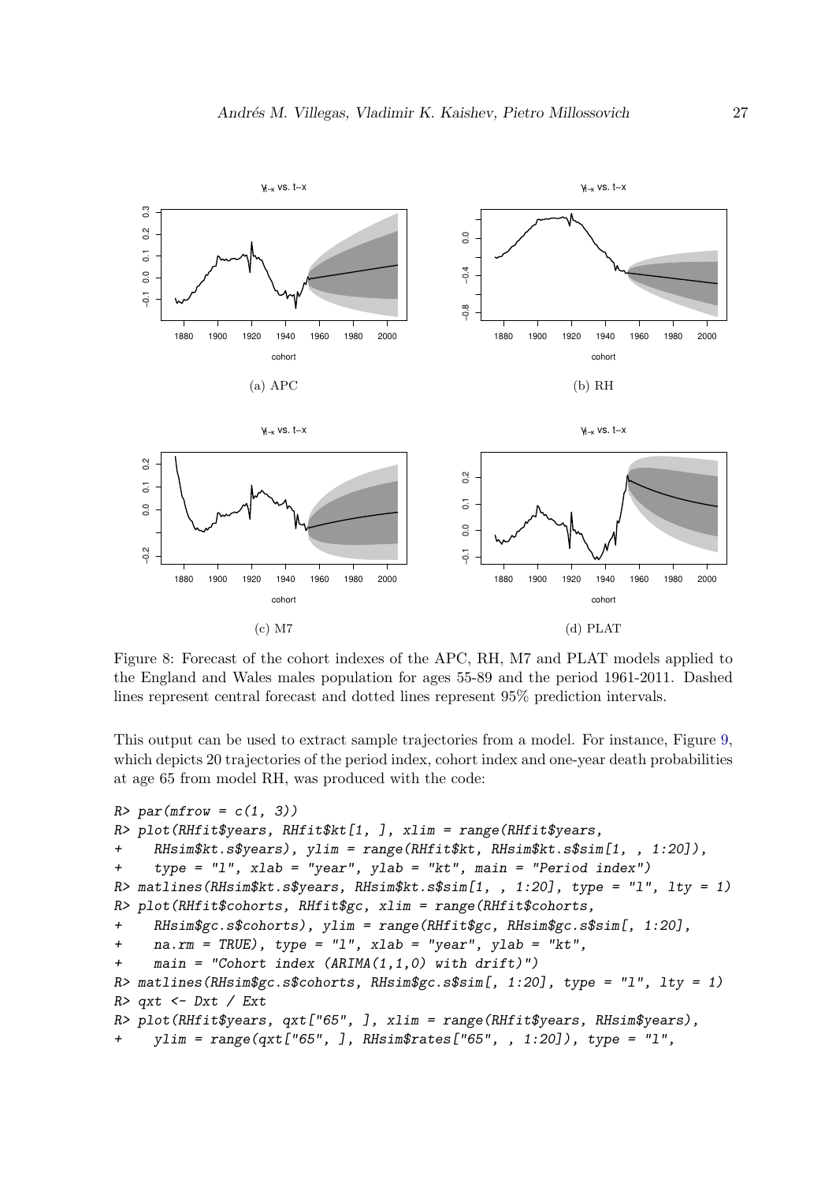(a) APC

(b) RH

(c) M7

(d) PLAT

Figure 8: Forecast of the cohort indexes of the APC, RH, M7 and PLAT models applied to the England and Wales males population for ages 55-89 and the period 1961-2011. Dashed lines represent central forecast and dotted lines represent 95% prediction intervals.

This output can be used to extract sample trajectories from a model. For instance, Figure 9, which depicts 20 trajectories of the period index, cohort index and one-year death probabilities at age 65 from model RH, was produced with the code:

```
R> par(mfrow = c(1, 3))
R> plot(RHfit$years, RHfit$kt[1, ], xlim = range(RHfit$years,
+     RHsim$kt.s$years), ylim = range(RHfit$kt, RHsim$kt.s$sim[1, , 1:20]),
+     type = "l", xlab = "year", ylab = "kt", main = "Period index")
R> matlines(RHsim$kt.s$years, RHsim$kt.s$sim[1, , 1:20], type = "l", lty = 1)
R> plot(RHfit$cohorts, RHfit$gc, xlim = range(RHfit$cohorts,
+     RHsim$gc.s$cohorts), ylim = range(RHfit$gc, RHsim$gc.s$sim[, 1:20],
+     na.rm = TRUE), type = "l", xlab = "year", ylab = "kt",
+     main = "Cohort index (ARIMA(1,1,0) with drift)")
R> matlines(RHsim$gc.s$cohorts, RHsim$gc.s$sim[, 1:20], type = "l", lty = 1)
R> qxt <- Dxt / Ext
R> plot(RHfit$years, qxt["65", ], xlim = range(RHfit$years, RHsim$years),
+     ylim = range(qxt["65", ], RHsim$rates["65", , 1:20]), type = "l",
```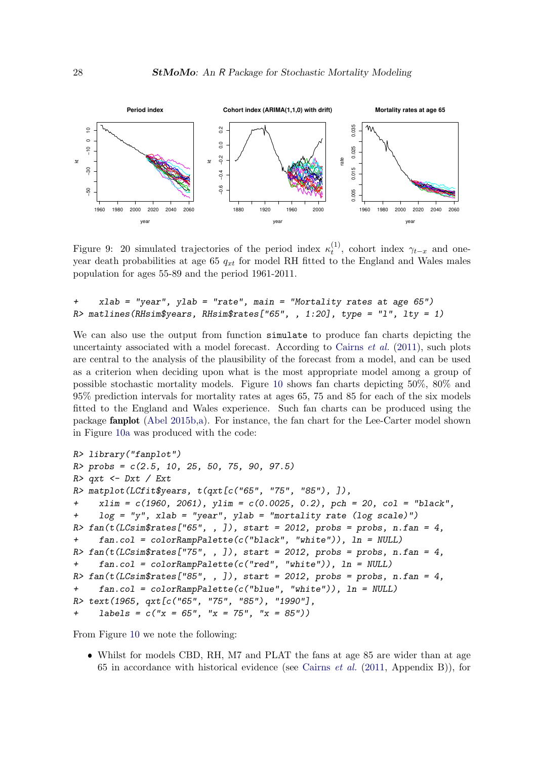Figure 9: 20 simulated trajectories of the period index $\kappa_t^{(1)}$, cohort index $\gamma_{t-x}$ and one-year death probabilities at age 65 $q_{xt}$ for model RH fitted to the England and Wales males population for ages 55-89 and the period 1961-2011.

```
+    xlab = "year", ylab = "rate", main = "Mortality rates at age 65")
R> matlines(RHsim$years, RHsim$rates["65", , 1:20], type = "l", lty = 1)
```

We can also use the output from function `simulate` to produce fan charts depicting the uncertainty associated with a model forecast. According to Cairns *et al.* (2011), such plots are central to the analysis of the plausibility of the forecast from a model, and can be used as a criterion when deciding upon what is the most appropriate model among a group of possible stochastic mortality models. Figure 10 shows fan charts depicting 50%, 80% and 95% prediction intervals for mortality rates at ages 65, 75 and 85 for each of the six models fitted to the England and Wales experience. Such fan charts can be produced using the package **fanplot** (Abel 2015b,a). For instance, the fan chart for the Lee-Carter model shown in Figure 10a was produced with the code:

```
R> library("fanplot")
R> probs = c(2.5, 10, 25, 50, 75, 90, 97.5)
R> qxt <- Dxt / Ext
R> matplot(LCfit$years, t(qxt[c("65", "75", "85"), ]),
+    xlim = c(1960, 2061), ylim = c(0.0025, 0.2), pch = 20, col = "black",
+    log = "y", xlab = "year", ylab = "mortality rate (log scale)")
R> fan(t(LCsim$rates["65", , ]), start = 2012, probs = probs, n.fan = 4,
+    fan.col = colorRampPalette(c("black", "white")), ln = NULL)
R> fan(t(LCsim$rates["75", , ]), start = 2012, probs = probs, n.fan = 4,
+    fan.col = colorRampPalette(c("red", "white")), ln = NULL)
R> fan(t(LCsim$rates["85", , ]), start = 2012, probs = probs, n.fan = 4,
+    fan.col = colorRampPalette(c("blue", "white")), ln = NULL)
R> text(1965, qxt[c("65", "75", "85"), "1990"],
+    labels = c("x = 65", "x = 75", "x = 85"))
```

From Figure 10 we note the following:

- Whilst for models CBD, RH, M7 and PLAT the fans at age 85 are wider than at age 65 in accordance with historical evidence (see Cairns *et al.* (2011, Appendix B)), for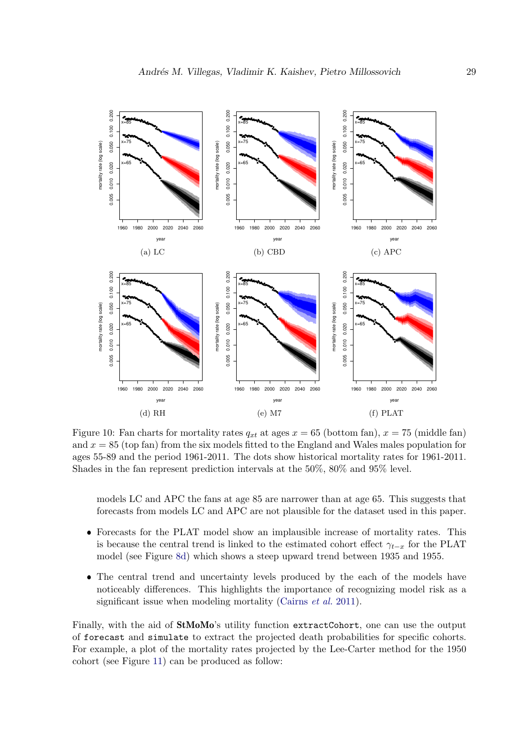Figure 10: Fan charts for mortality rates $q_{xt}$ at ages $x = 65$ (bottom fan), $x = 75$ (middle fan) and $x = 85$ (top fan) from the six models fitted to the England and Wales males population for ages 55-89 and the period 1961-2011. The dots show historical mortality rates for 1961-2011. Shades in the fan represent prediction intervals at the 50%, 80% and 95% level.

models LC and APC the fans at age 85 are narrower than at age 65. This suggests that forecasts from models LC and APC are not plausible for the dataset used in this paper.

- Forecasts for the PLAT model show an implausible increase of mortality rates. This is because the central trend is linked to the estimated cohort effect $\gamma_{t-x}$ for the PLAT model (see Figure 8d) which shows a steep upward trend between 1935 and 1955.
- The central trend and uncertainty levels produced by the each of the models have noticeably differences. This highlights the importance of recognizing model risk as a significant issue when modeling mortality (Cairns *et al.* 2011).

Finally, with the aid of **StMoMo**'s utility function `extractCohort`, one can use the output of `forecast` and `simulate` to extract the projected death probabilities for specific cohorts. For example, a plot of the mortality rates projected by the Lee-Carter method for the 1950 cohort (see Figure 11) can be produced as follow: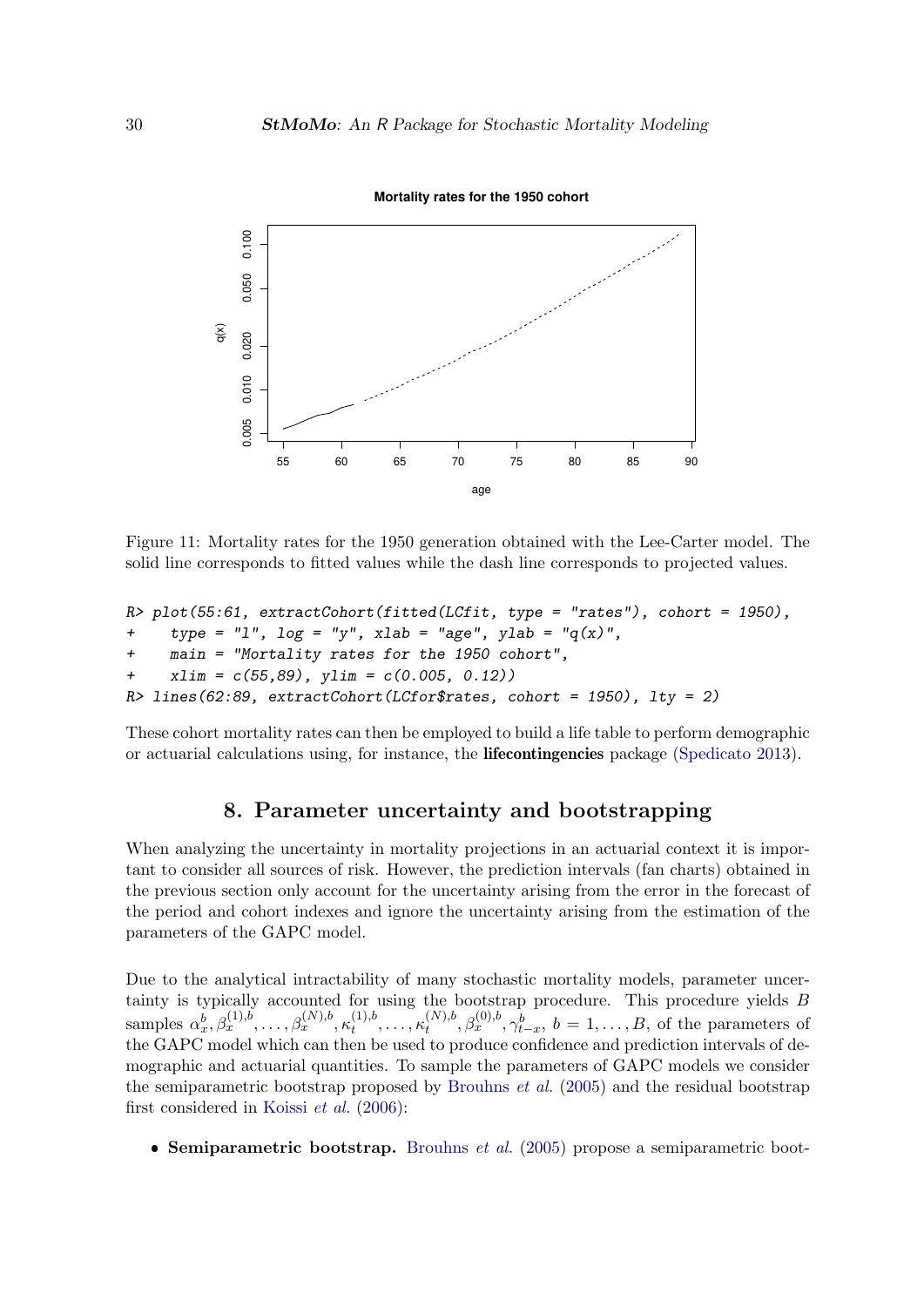Figure 11: Mortality rates for the 1950 generation obtained with the Lee-Carter model. The solid line corresponds to fitted values while the dash line corresponds to projected values.

```
R> plot(55:61, extractCohort(fitted(LCfit, type = "rates"), cohort = 1950),
+     type = "l", log = "y", xlab = "age", ylab = "q(x)",
+     main = "Mortality rates for the 1950 cohort",
+     xlim = c(55,89), ylim = c(0.005, 0.12))
R> lines(62:89, extractCohort(LCfor$rates, cohort = 1950), lty = 2)
```

These cohort mortality rates can then be employed to build a life table to perform demographic or actuarial calculations using, for instance, the **lifecontingencies** package (Spedicato 2013).

## 8. Parameter uncertainty and bootstrapping

When analyzing the uncertainty in mortality projections in an actuarial context it is important to consider all sources of risk. However, the prediction intervals (fan charts) obtained in the previous section only account for the uncertainty arising from the error in the forecast of the period and cohort indexes and ignore the uncertainty arising from the estimation of the parameters of the GAPC model.

Due to the analytical intractability of many stochastic mortality models, parameter uncertainty is typically accounted for using the bootstrap procedure. This procedure yields $B$ samples $\alpha_x^b, \beta_x^{(1),b}, \ldots, \beta_x^{(N),b}, \kappa_t^{(1),b}, \ldots, \kappa_t^{(N),b}, \beta_x^{(0),b}, \gamma_{t-x}^b$, $b = 1, \ldots, B$, of the parameters of the GAPC model which can then be used to produce confidence and prediction intervals of demographic and actuarial quantities. To sample the parameters of GAPC models we consider the semiparametric bootstrap proposed by Brouhns *et al.* (2005) and the residual bootstrap first considered in Koissi *et al.* (2006):

- **Semiparametric bootstrap.** Brouhns *et al.* (2005) propose a semiparametric boot-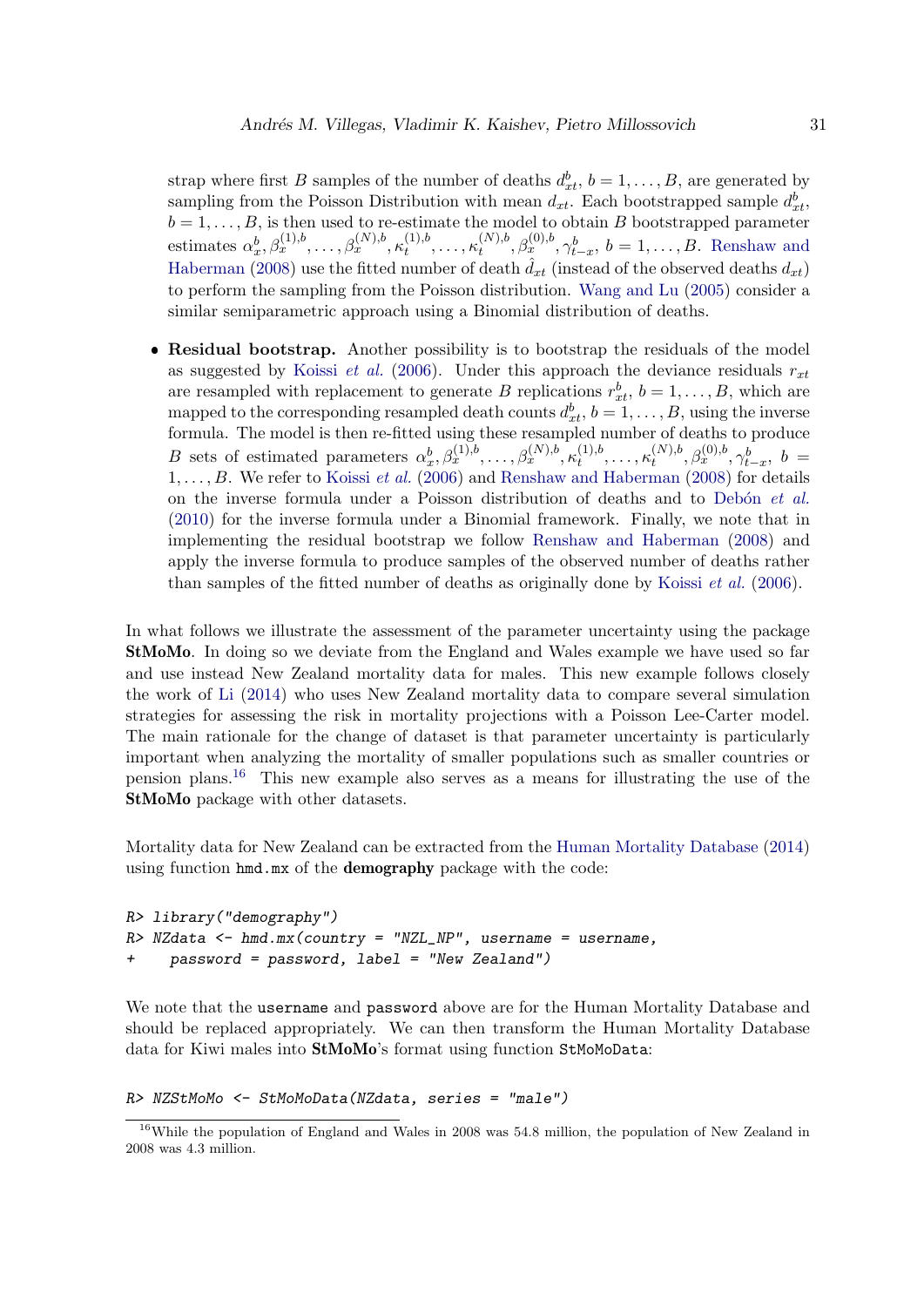strap where first $B$ samples of the number of deaths $d^b_{xt}$, $b = 1, \ldots, B$, are generated by sampling from the Poisson Distribution with mean $d_{xt}$. Each bootstrapped sample $d^b_{xt}$, $b = 1, \ldots, B$, is then used to re-estimate the model to obtain $B$ bootstrapped parameter estimates $\alpha^b_x, \beta^{(1),b}_x, \ldots, \beta^{(N),b}_x, \kappa^{(1),b}_t, \ldots, \kappa^{(N),b}_t, \beta^{(0),b}_x, \gamma^b_{t-x}$, $b = 1, \ldots, B$. Renshaw and Haberman (2008) use the fitted number of death $\hat{d}_{xt}$ (instead of the observed deaths $d_{xt}$) to perform the sampling from the Poisson distribution. Wang and Lu (2005) consider a similar semiparametric approach using a Binomial distribution of deaths.

- **Residual bootstrap.** Another possibility is to bootstrap the residuals of the model as suggested by Koissi *et al.* (2006). Under this approach the deviance residuals $r_{xt}$ are resampled with replacement to generate $B$ replications $r^b_{xt}$, $b = 1, \ldots, B$, which are mapped to the corresponding resampled death counts $d^b_{xt}$, $b = 1, \ldots, B$, using the inverse formula. The model is then re-fitted using these resampled number of deaths to produce $B$ sets of estimated parameters $\alpha^b_x, \beta^{(1),b}_x, \ldots, \beta^{(N),b}_x, \kappa^{(1),b}_t, \ldots, \kappa^{(N),b}_t, \beta^{(0),b}_x, \gamma^b_{t-x}$, $b = 1, \ldots, B$. We refer to Koissi *et al.* (2006) and Renshaw and Haberman (2008) for details on the inverse formula under a Poisson distribution of deaths and to Debón *et al.* (2010) for the inverse formula under a Binomial framework. Finally, we note that in implementing the residual bootstrap we follow Renshaw and Haberman (2008) and apply the inverse formula to produce samples of the observed number of deaths rather than samples of the fitted number of deaths as originally done by Koissi *et al.* (2006).

In what follows we illustrate the assessment of the parameter uncertainty using the package **StMoMo**. In doing so we deviate from the England and Wales example we have used so far and use instead New Zealand mortality data for males. This new example follows closely the work of Li (2014) who uses New Zealand mortality data to compare several simulation strategies for assessing the risk in mortality projections with a Poisson Lee-Carter model. The main rationale for the change of dataset is that parameter uncertainty is particularly important when analyzing the mortality of smaller populations such as smaller countries or pension plans.[16] This new example also serves as a means for illustrating the use of the **StMoMo** package with other datasets.

Mortality data for New Zealand can be extracted from the Human Mortality Database (2014) using function `hmd.mx` of the **demography** package with the code:

```
R> library("demography")
R> NZdata <- hmd.mx(country = "NZL_NP", username = username,
+    password = password, label = "New Zealand")
```

We note that the `username` and `password` above are for the Human Mortality Database and should be replaced appropriately. We can then transform the Human Mortality Database data for Kiwi males into **StMoMo**'s format using function `StMoMoData`:

```
R> NZStMoMo <- StMoMoData(NZdata, series = "male")
```

[16] While the population of England and Wales in 2008 was 54.8 million, the population of New Zealand in 2008 was 4.3 million.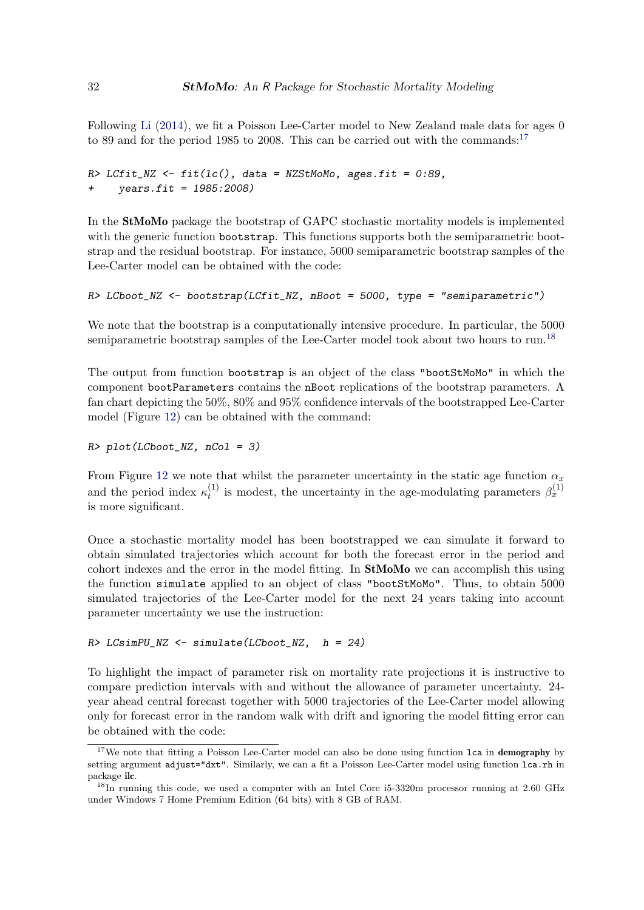Following Li (2014), we fit a Poisson Lee-Carter model to New Zealand male data for ages 0 to 89 and for the period 1985 to 2008. This can be carried out with the commands:[17]

```
R> LCfit_NZ <- fit(lc(), data = NZStMoMo, ages.fit = 0:89,
+     years.fit = 1985:2008)
```

In the **StMoMo** package the bootstrap of GAPC stochastic mortality models is implemented with the generic function `bootstrap`. This functions supports both the semiparametric bootstrap and the residual bootstrap. For instance, 5000 semiparametric bootstrap samples of the Lee-Carter model can be obtained with the code:

```
R> LCboot_NZ <- bootstrap(LCfit_NZ, nBoot = 5000, type = "semiparametric")
```

We note that the bootstrap is a computationally intensive procedure. In particular, the 5000 semiparametric bootstrap samples of the Lee-Carter model took about two hours to run.[18]

The output from function `bootstrap` is an object of the class `"bootStMoMo"` in which the component `bootParameters` contains the `nBoot` replications of the bootstrap parameters. A fan chart depicting the 50%, 80% and 95% confidence intervals of the bootstrapped Lee-Carter model (Figure 12) can be obtained with the command:

```
R> plot(LCboot_NZ, nCol = 3)
```

From Figure 12 we note that whilst the parameter uncertainty in the static age function $\alpha_x$ and the period index $\kappa_t^{(1)}$ is modest, the uncertainty in the age-modulating parameters $\beta_x^{(1)}$ is more significant.

Once a stochastic mortality model has been bootstrapped we can simulate it forward to obtain simulated trajectories which account for both the forecast error in the period and cohort indexes and the error in the model fitting. In **StMoMo** we can accomplish this using the function `simulate` applied to an object of class `"bootStMoMo"`. Thus, to obtain 5000 simulated trajectories of the Lee-Carter model for the next 24 years taking into account parameter uncertainty we use the instruction:

```
R> LCsimPU_NZ <- simulate(LCboot_NZ,  h = 24)
```

To highlight the impact of parameter risk on mortality rate projections it is instructive to compare prediction intervals with and without the allowance of parameter uncertainty. 24-year ahead central forecast together with 5000 trajectories of the Lee-Carter model allowing only for forecast error in the random walk with drift and ignoring the model fitting error can be obtained with the code:

---

[17] We note that fitting a Poisson Lee-Carter model can also be done using function `lca` in **demography** by setting argument `adjust="dxt"`. Similarly, we can a fit a Poisson Lee-Carter model using function `lca.rh` in package **ilc**.

[18] In running this code, we used a computer with an Intel Core i5-3320m processor running at 2.60 GHz under Windows 7 Home Premium Edition (64 bits) with 8 GB of RAM.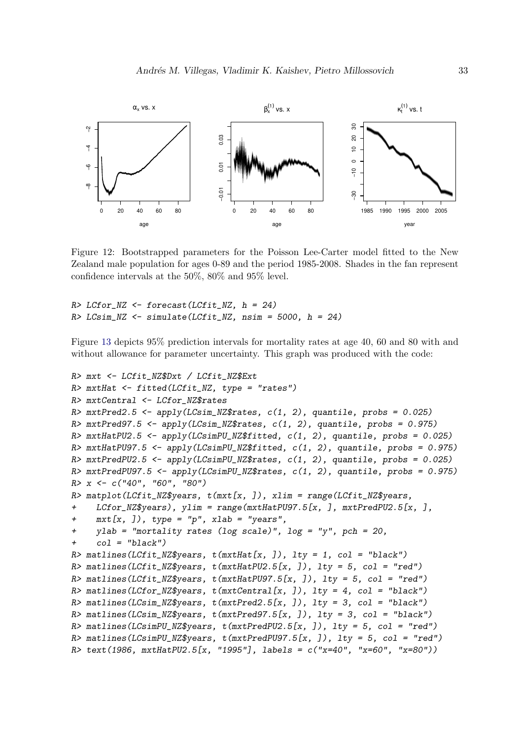Figure 12: Bootstrapped parameters for the Poisson Lee-Carter model fitted to the New Zealand male population for ages 0-89 and the period 1985-2008. Shades in the fan represent confidence intervals at the 50%, 80% and 95% level.

```
R> LCfor_NZ <- forecast(LCfit_NZ, h = 24)
R> LCsim_NZ <- simulate(LCfit_NZ, nsim = 5000, h = 24)
```

Figure 13 depicts 95% prediction intervals for mortality rates at age 40, 60 and 80 with and without allowance for parameter uncertainty. This graph was produced with the code:

```
R> mxt <- LCfit_NZ$Dxt / LCfit_NZ$Ext
R> mxtHat <- fitted(LCfit_NZ, type = "rates")
R> mxtCentral <- LCfor_NZ$rates
R> mxtPred2.5 <- apply(LCsim_NZ$rates, c(1, 2), quantile, probs = 0.025)
R> mxtPred97.5 <- apply(LCsim_NZ$rates, c(1, 2), quantile, probs = 0.975)
R> mxtHatPU2.5 <- apply(LCsimPU_NZ$fitted, c(1, 2), quantile, probs = 0.025)
R> mxtHatPU97.5 <- apply(LCsimPU_NZ$fitted, c(1, 2), quantile, probs = 0.975)
R> mxtPredPU2.5 <- apply(LCsimPU_NZ$rates, c(1, 2), quantile, probs = 0.025)
R> mxtPredPU97.5 <- apply(LCsimPU_NZ$rates, c(1, 2), quantile, probs = 0.975)
R> x <- c("40", "60", "80")
R> matplot(LCfit_NZ$years, t(mxt[x, ]), xlim = range(LCfit_NZ$years,
+     LCfor_NZ$years), ylim = range(mxtHatPU97.5[x, ], mxtPredPU2.5[x, ],
+     mxt[x, ]), type = "p", xlab = "years",
+     ylab = "mortality rates (log scale)", log = "y", pch = 20,
+     col = "black")
R> matlines(LCfit_NZ$years, t(mxtHat[x, ]), lty = 1, col = "black")
R> matlines(LCfit_NZ$years, t(mxtHatPU2.5[x, ]), lty = 5, col = "red")
R> matlines(LCfit_NZ$years, t(mxtHatPU97.5[x, ]), lty = 5, col = "red")
R> matlines(LCfor_NZ$years, t(mxtCentral[x, ]), lty = 4, col = "black")
R> matlines(LCsim_NZ$years, t(mxtPred2.5[x, ]), lty = 3, col = "black")
R> matlines(LCsim_NZ$years, t(mxtPred97.5[x, ]), lty = 3, col = "black")
R> matlines(LCsimPU_NZ$years, t(mxtPredPU2.5[x, ]), lty = 5, col = "red")
R> matlines(LCsimPU_NZ$years, t(mxtPredPU97.5[x, ]), lty = 5, col = "red")
R> text(1986, mxtHatPU2.5[x, "1995"], labels = c("x=40", "x=60", "x=80"))
```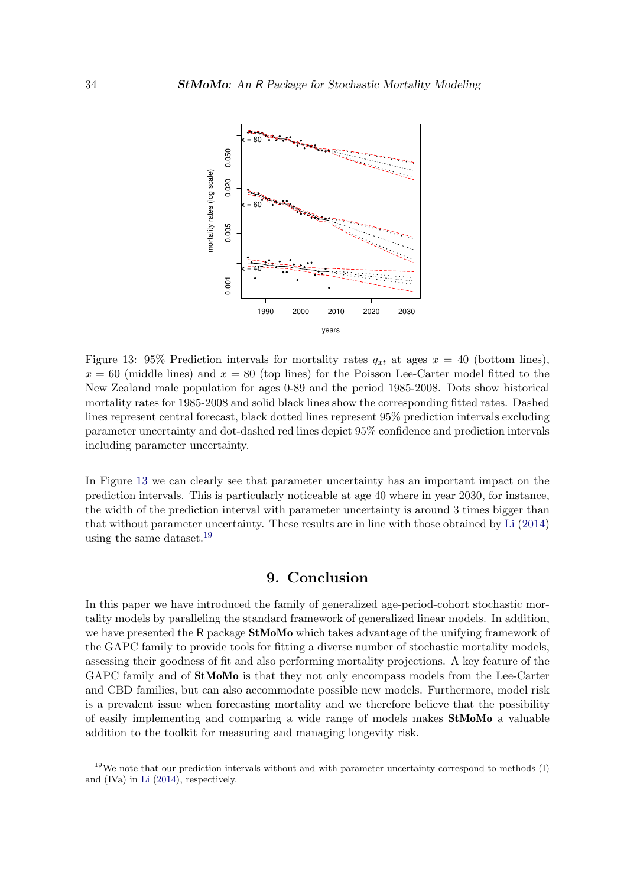Figure 13: 95% Prediction intervals for mortality rates $q_{xt}$ at ages $x = 40$ (bottom lines), $x = 60$ (middle lines) and $x = 80$ (top lines) for the Poisson Lee-Carter model fitted to the New Zealand male population for ages 0-89 and the period 1985-2008. Dots show historical mortality rates for 1985-2008 and solid black lines show the corresponding fitted rates. Dashed lines represent central forecast, black dotted lines represent 95% prediction intervals excluding parameter uncertainty and dot-dashed red lines depict 95% confidence and prediction intervals including parameter uncertainty.

In Figure 13 we can clearly see that parameter uncertainty has an important impact on the prediction intervals. This is particularly noticeable at age 40 where in year 2030, for instance, the width of the prediction interval with parameter uncertainty is around 3 times bigger than that without parameter uncertainty. These results are in line with those obtained by Li (2014) using the same dataset.[19]

# 9. Conclusion

In this paper we have introduced the family of generalized age-period-cohort stochastic mortality models by paralleling the standard framework of generalized linear models. In addition, we have presented the R package **StMoMo** which takes advantage of the unifying framework of the GAPC family to provide tools for fitting a diverse number of stochastic mortality models, assessing their goodness of fit and also performing mortality projections. A key feature of the GAPC family and of **StMoMo** is that they not only encompass models from the Lee-Carter and CBD families, but can also accommodate possible new models. Furthermore, model risk is a prevalent issue when forecasting mortality and we therefore believe that the possibility of easily implementing and comparing a wide range of models makes **StMoMo** a valuable addition to the toolkit for measuring and managing longevity risk.

[19] We note that our prediction intervals without and with parameter uncertainty correspond to methods (I) and (IVa) in Li (2014), respectively.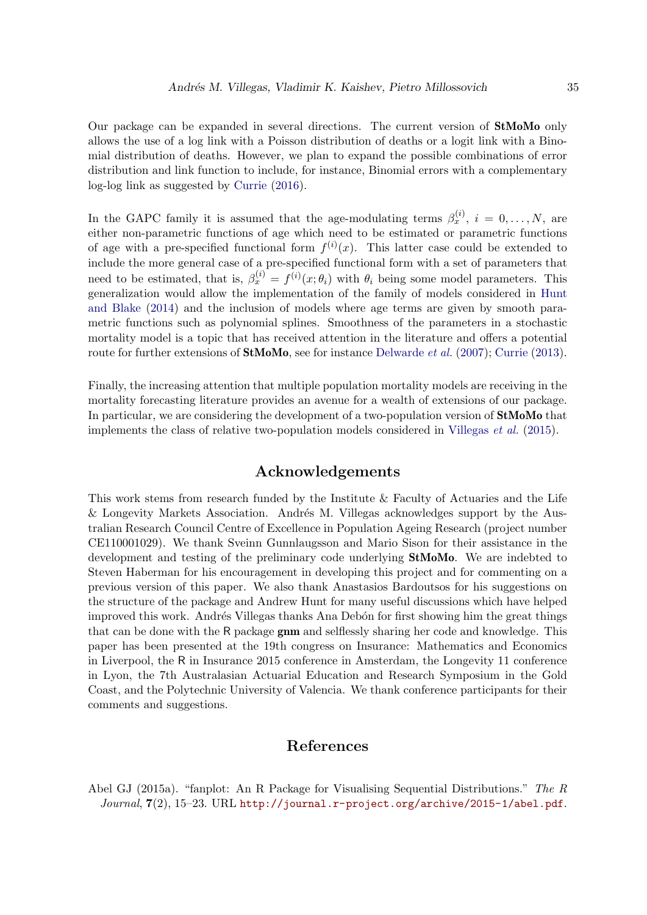Our package can be expanded in several directions. The current version of **StMoMo** only allows the use of a log link with a Poisson distribution of deaths or a logit link with a Binomial distribution of deaths. However, we plan to expand the possible combinations of error distribution and link function to include, for instance, Binomial errors with a complementary log-log link as suggested by Currie (2016).

In the GAPC family it is assumed that the age-modulating terms $\beta_x^{(i)}$, $i = 0, \ldots, N$, are either non-parametric functions of age which need to be estimated or parametric functions of age with a pre-specified functional form $f^{(i)}(x)$. This latter case could be extended to include the more general case of a pre-specified functional form with a set of parameters that need to be estimated, that is, $\beta_x^{(i)} = f^{(i)}(x; \theta_i)$ with $\theta_i$ being some model parameters. This generalization would allow the implementation of the family of models considered in Hunt and Blake (2014) and the inclusion of models where age terms are given by smooth parametric functions such as polynomial splines. Smoothness of the parameters in a stochastic mortality model is a topic that has received attention in the literature and offers a potential route for further extensions of **StMoMo**, see for instance Delwarde *et al.* (2007); Currie (2013).

Finally, the increasing attention that multiple population mortality models are receiving in the mortality forecasting literature provides an avenue for a wealth of extensions of our package. In particular, we are considering the development of a two-population version of **StMoMo** that implements the class of relative two-population models considered in Villegas *et al.* (2015).

## Acknowledgements

This work stems from research funded by the Institute & Faculty of Actuaries and the Life & Longevity Markets Association. Andrés M. Villegas acknowledges support by the Australian Research Council Centre of Excellence in Population Ageing Research (project number CE110001029). We thank Sveinn Gunnlaugsson and Mario Sison for their assistance in the development and testing of the preliminary code underlying **StMoMo**. We are indebted to Steven Haberman for his encouragement in developing this project and for commenting on a previous version of this paper. We also thank Anastasios Bardoutsos for his suggestions on the structure of the package and Andrew Hunt for many useful discussions which have helped improved this work. Andrés Villegas thanks Ana Debón for first showing him the great things that can be done with the R package **gnm** and selflessly sharing her code and knowledge. This paper has been presented at the 19th congress on Insurance: Mathematics and Economics in Liverpool, the R in Insurance 2015 conference in Amsterdam, the Longevity 11 conference in Lyon, the 7th Australasian Actuarial Education and Research Symposium in the Gold Coast, and the Polytechnic University of Valencia. We thank conference participants for their comments and suggestions.

## References

Abel GJ (2015a). "fanplot: An R Package for Visualising Sequential Distributions." *The R Journal*, **7**(2), 15–23. URL http://journal.r-project.org/archive/2015-1/abel.pdf.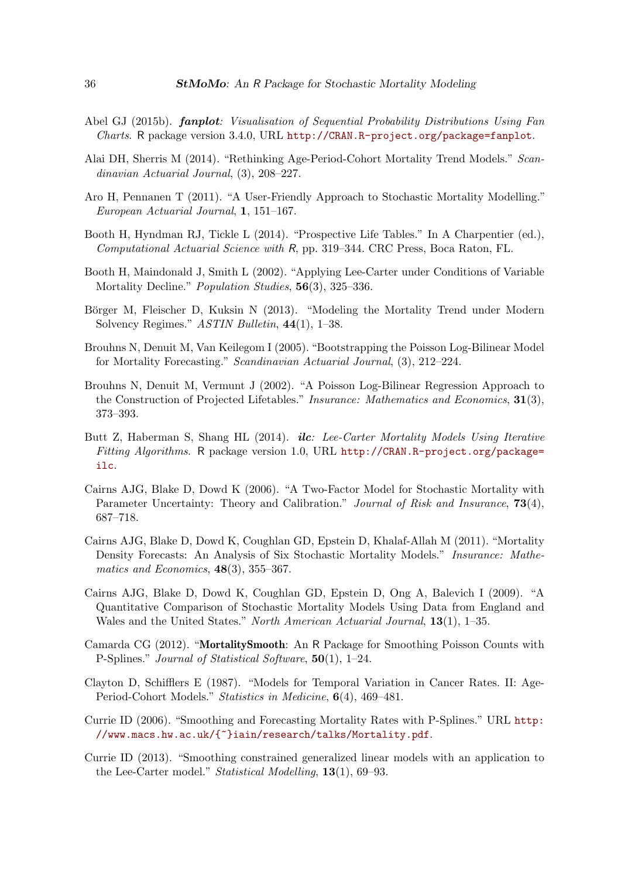Abel GJ (2015b). ***fanplot**: Visualisation of Sequential Probability Distributions Using Fan Charts*. R package version 3.4.0, URL http://CRAN.R-project.org/package=fanplot.

Alai DH, Sherris M (2014). "Rethinking Age-Period-Cohort Mortality Trend Models." *Scandinavian Actuarial Journal*, (3), 208–227.

Aro H, Pennanen T (2011). "A User-Friendly Approach to Stochastic Mortality Modelling." *European Actuarial Journal*, **1**, 151–167.

Booth H, Hyndman RJ, Tickle L (2014). "Prospective Life Tables." In A Charpentier (ed.), *Computational Actuarial Science with R*, pp. 319–344. CRC Press, Boca Raton, FL.

Booth H, Maindonald J, Smith L (2002). "Applying Lee-Carter under Conditions of Variable Mortality Decline." *Population Studies*, **56**(3), 325–336.

Börger M, Fleischer D, Kuksin N (2013). "Modeling the Mortality Trend under Modern Solvency Regimes." *ASTIN Bulletin*, **44**(1), 1–38.

Brouhns N, Denuit M, Van Keilegom I (2005). "Bootstrapping the Poisson Log-Bilinear Model for Mortality Forecasting." *Scandinavian Actuarial Journal*, (3), 212–224.

Brouhns N, Denuit M, Vermunt J (2002). "A Poisson Log-Bilinear Regression Approach to the Construction of Projected Lifetables." *Insurance: Mathematics and Economics*, **31**(3), 373–393.

Butt Z, Haberman S, Shang HL (2014). ***ilc**: Lee-Carter Mortality Models Using Iterative Fitting Algorithms*. R package version 1.0, URL http://CRAN.R-project.org/package=ilc.

Cairns AJG, Blake D, Dowd K (2006). "A Two-Factor Model for Stochastic Mortality with Parameter Uncertainty: Theory and Calibration." *Journal of Risk and Insurance*, **73**(4), 687–718.

Cairns AJG, Blake D, Dowd K, Coughlan GD, Epstein D, Khalaf-Allah M (2011). "Mortality Density Forecasts: An Analysis of Six Stochastic Mortality Models." *Insurance: Mathematics and Economics*, **48**(3), 355–367.

Cairns AJG, Blake D, Dowd K, Coughlan GD, Epstein D, Ong A, Balevich I (2009). "A Quantitative Comparison of Stochastic Mortality Models Using Data from England and Wales and the United States." *North American Actuarial Journal*, **13**(1), 1–35.

Camarda CG (2012). "**MortalitySmooth**: An R Package for Smoothing Poisson Counts with P-Splines." *Journal of Statistical Software*, **50**(1), 1–24.

Clayton D, Schifflers E (1987). "Models for Temporal Variation in Cancer Rates. II: Age-Period-Cohort Models." *Statistics in Medicine*, **6**(4), 469–481.

Currie ID (2006). "Smoothing and Forecasting Mortality Rates with P-Splines." URL http://www.macs.hw.ac.uk/{~}iain/research/talks/Mortality.pdf.

Currie ID (2013). "Smoothing constrained generalized linear models with an application to the Lee-Carter model." *Statistical Modelling*, **13**(1), 69–93.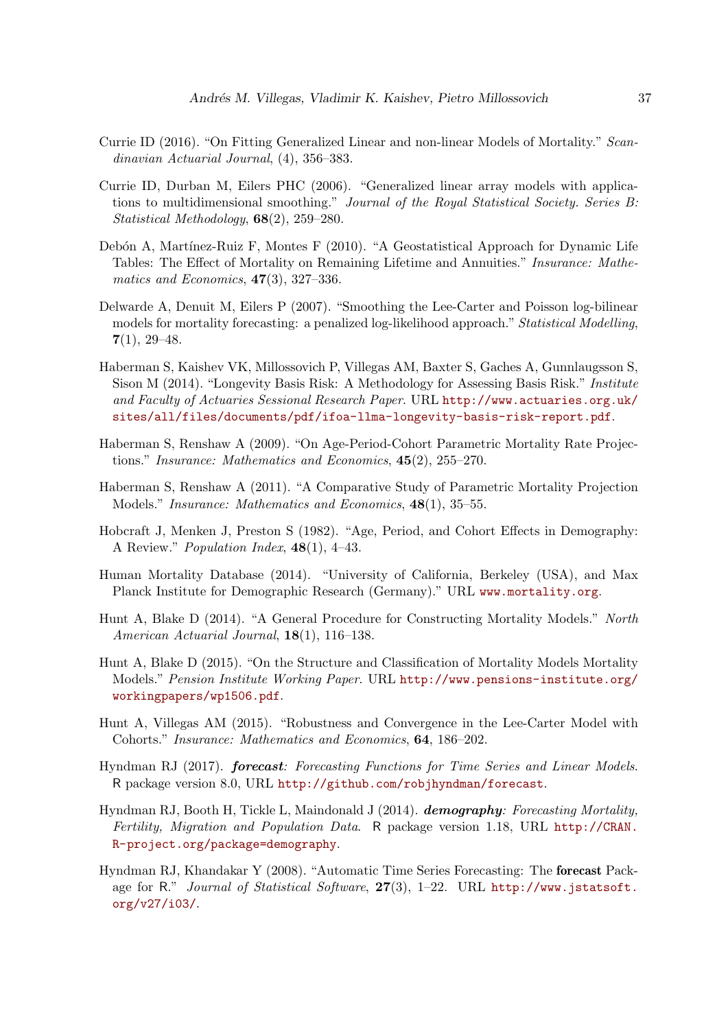Currie ID (2016). "On Fitting Generalized Linear and non-linear Models of Mortality." *Scandinavian Actuarial Journal*, (4), 356–383.

Currie ID, Durban M, Eilers PHC (2006). "Generalized linear array models with applications to multidimensional smoothing." *Journal of the Royal Statistical Society. Series B: Statistical Methodology*, **68**(2), 259–280.

Debón A, Martínez-Ruiz F, Montes F (2010). "A Geostatistical Approach for Dynamic Life Tables: The Effect of Mortality on Remaining Lifetime and Annuities." *Insurance: Mathematics and Economics*, **47**(3), 327–336.

Delwarde A, Denuit M, Eilers P (2007). "Smoothing the Lee-Carter and Poisson log-bilinear models for mortality forecasting: a penalized log-likelihood approach." *Statistical Modelling*, **7**(1), 29–48.

Haberman S, Kaishev VK, Millossovich P, Villegas AM, Baxter S, Gaches A, Gunnlaugsson S, Sison M (2014). "Longevity Basis Risk: A Methodology for Assessing Basis Risk." *Institute and Faculty of Actuaries Sessional Research Paper*. URL http://www.actuaries.org.uk/sites/all/files/documents/pdf/ifoa-llma-longevity-basis-risk-report.pdf.

Haberman S, Renshaw A (2009). "On Age-Period-Cohort Parametric Mortality Rate Projections." *Insurance: Mathematics and Economics*, **45**(2), 255–270.

Haberman S, Renshaw A (2011). "A Comparative Study of Parametric Mortality Projection Models." *Insurance: Mathematics and Economics*, **48**(1), 35–55.

Hobcraft J, Menken J, Preston S (1982). "Age, Period, and Cohort Effects in Demography: A Review." *Population Index*, **48**(1), 4–43.

Human Mortality Database (2014). "University of California, Berkeley (USA), and Max Planck Institute for Demographic Research (Germany)." URL www.mortality.org.

Hunt A, Blake D (2014). "A General Procedure for Constructing Mortality Models." *North American Actuarial Journal*, **18**(1), 116–138.

Hunt A, Blake D (2015). "On the Structure and Classification of Mortality Models Mortality Models." *Pension Institute Working Paper*. URL http://www.pensions-institute.org/workingpapers/wp1506.pdf.

Hunt A, Villegas AM (2015). "Robustness and Convergence in the Lee-Carter Model with Cohorts." *Insurance: Mathematics and Economics*, **64**, 186–202.

Hyndman RJ (2017). ***forecast**: Forecasting Functions for Time Series and Linear Models*. R package version 8.0, URL http://github.com/robjhyndman/forecast.

Hyndman RJ, Booth H, Tickle L, Maindonald J (2014). ***demography**: Forecasting Mortality, Fertility, Migration and Population Data*. R package version 1.18, URL http://CRAN.R-project.org/package=demography.

Hyndman RJ, Khandakar Y (2008). "Automatic Time Series Forecasting: The **forecast** Package for R." *Journal of Statistical Software*, **27**(3), 1–22. URL http://www.jstatsoft.org/v27/i03/.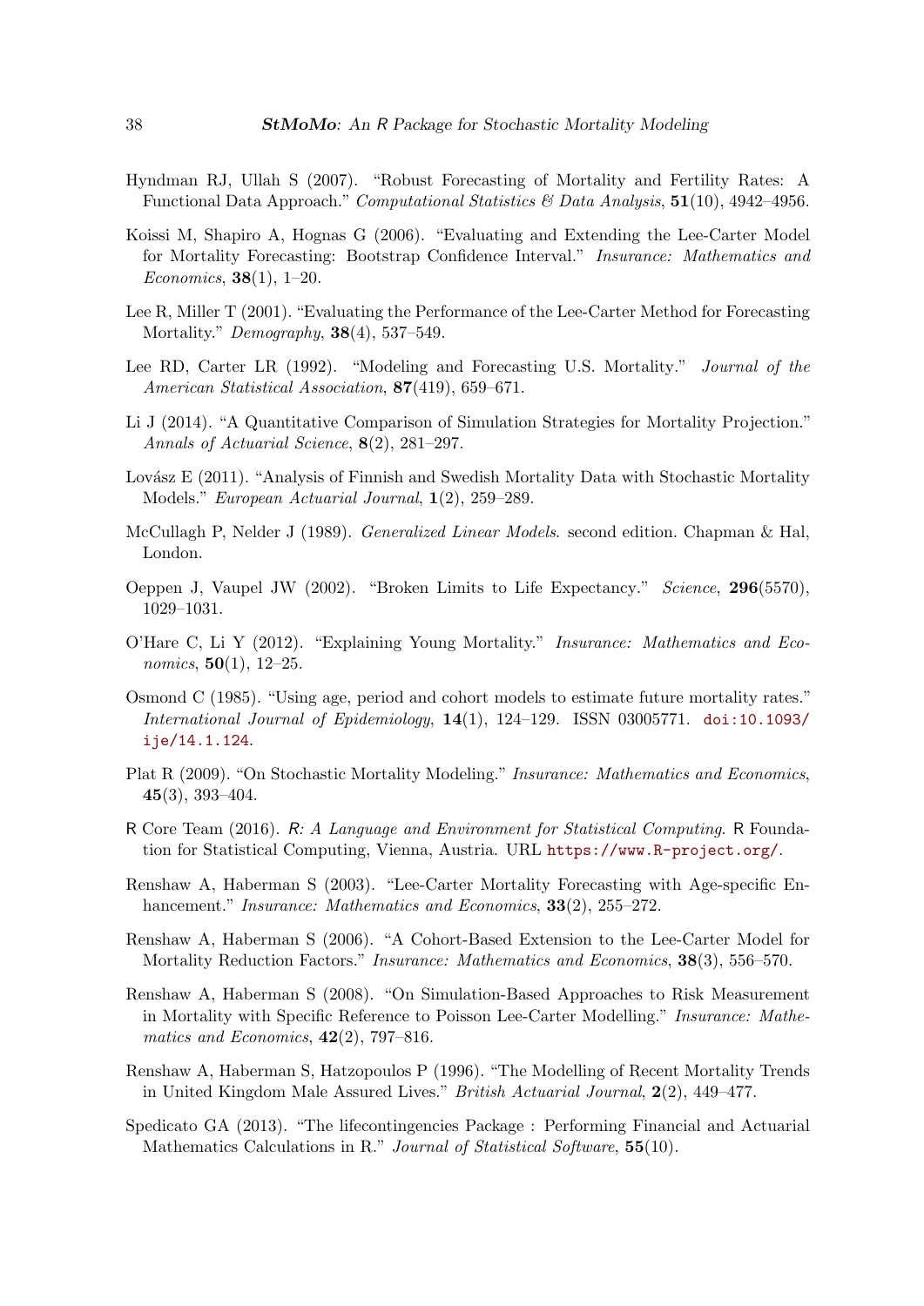Hyndman RJ, Ullah S (2007). "Robust Forecasting of Mortality and Fertility Rates: A Functional Data Approach." *Computational Statistics & Data Analysis*, **51**(10), 4942–4956.

Koissi M, Shapiro A, Hognas G (2006). "Evaluating and Extending the Lee-Carter Model for Mortality Forecasting: Bootstrap Confidence Interval." *Insurance: Mathematics and Economics*, **38**(1), 1–20.

Lee R, Miller T (2001). "Evaluating the Performance of the Lee-Carter Method for Forecasting Mortality." *Demography*, **38**(4), 537–549.

Lee RD, Carter LR (1992). "Modeling and Forecasting U.S. Mortality." *Journal of the American Statistical Association*, **87**(419), 659–671.

Li J (2014). "A Quantitative Comparison of Simulation Strategies for Mortality Projection." *Annals of Actuarial Science*, **8**(2), 281–297.

Lovász E (2011). "Analysis of Finnish and Swedish Mortality Data with Stochastic Mortality Models." *European Actuarial Journal*, **1**(2), 259–289.

McCullagh P, Nelder J (1989). *Generalized Linear Models*. second edition. Chapman & Hal, London.

Oeppen J, Vaupel JW (2002). "Broken Limits to Life Expectancy." *Science*, **296**(5570), 1029–1031.

O'Hare C, Li Y (2012). "Explaining Young Mortality." *Insurance: Mathematics and Economics*, **50**(1), 12–25.

Osmond C (1985). "Using age, period and cohort models to estimate future mortality rates." *International Journal of Epidemiology*, **14**(1), 124–129. ISSN 03005771. doi:10.1093/ije/14.1.124.

Plat R (2009). "On Stochastic Mortality Modeling." *Insurance: Mathematics and Economics*, **45**(3), 393–404.

R Core Team (2016). *R: A Language and Environment for Statistical Computing*. R Foundation for Statistical Computing, Vienna, Austria. URL https://www.R-project.org/.

Renshaw A, Haberman S (2003). "Lee-Carter Mortality Forecasting with Age-specific Enhancement." *Insurance: Mathematics and Economics*, **33**(2), 255–272.

Renshaw A, Haberman S (2006). "A Cohort-Based Extension to the Lee-Carter Model for Mortality Reduction Factors." *Insurance: Mathematics and Economics*, **38**(3), 556–570.

Renshaw A, Haberman S (2008). "On Simulation-Based Approaches to Risk Measurement in Mortality with Specific Reference to Poisson Lee-Carter Modelling." *Insurance: Mathematics and Economics*, **42**(2), 797–816.

Renshaw A, Haberman S, Hatzopoulos P (1996). "The Modelling of Recent Mortality Trends in United Kingdom Male Assured Lives." *British Actuarial Journal*, **2**(2), 449–477.

Spedicato GA (2013). "The lifecontingencies Package : Performing Financial and Actuarial Mathematics Calculations in R." *Journal of Statistical Software*, **55**(10).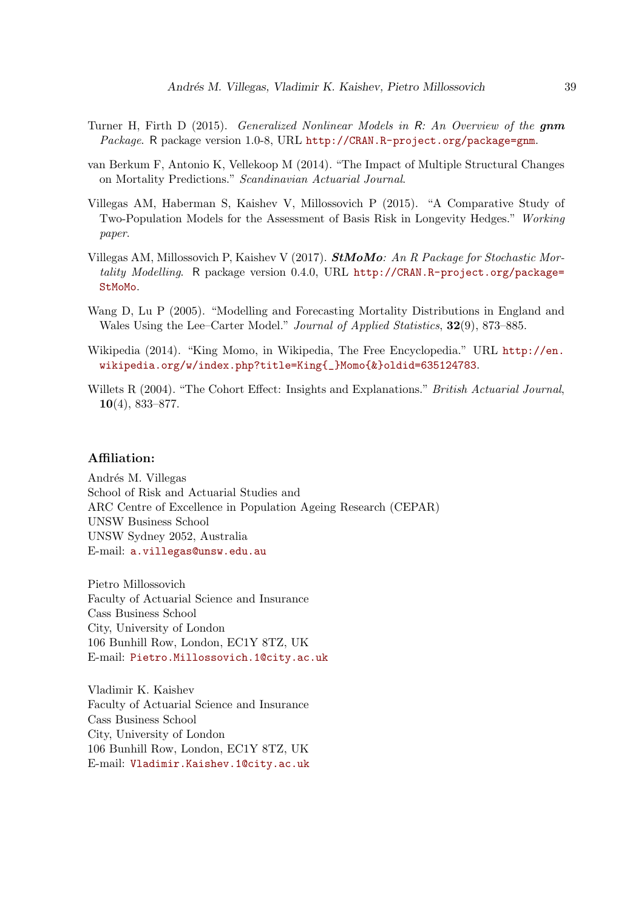Turner H, Firth D (2015). *Generalized Nonlinear Models in R: An Overview of the **gnm** Package*. R package version 1.0-8, URL http://CRAN.R-project.org/package=gnm.

van Berkum F, Antonio K, Vellekoop M (2014). "The Impact of Multiple Structural Changes on Mortality Predictions." *Scandinavian Actuarial Journal*.

Villegas AM, Haberman S, Kaishev V, Millossovich P (2015). "A Comparative Study of Two-Population Models for the Assessment of Basis Risk in Longevity Hedges." *Working paper*.

Villegas AM, Millossovich P, Kaishev V (2017). ***StMoMo**: An R Package for Stochastic Mortality Modelling*. R package version 0.4.0, URL http://CRAN.R-project.org/package=StMoMo.

Wang D, Lu P (2005). "Modelling and Forecasting Mortality Distributions in England and Wales Using the Lee–Carter Model." *Journal of Applied Statistics*, **32**(9), 873–885.

Wikipedia (2014). "King Momo, in Wikipedia, The Free Encyclopedia." URL http://en.wikipedia.org/w/index.php?title=King{_}Momo{&}oldid=635124783.

Willets R (2004). "The Cohort Effect: Insights and Explanations." *British Actuarial Journal*, **10**(4), 833–877.

**Affiliation:**

Andrés M. Villegas
School of Risk and Actuarial Studies and
ARC Centre of Excellence in Population Ageing Research (CEPAR)
UNSW Business School
UNSW Sydney 2052, Australia
E-mail: a.villegas@unsw.edu.au

Pietro Millossovich
Faculty of Actuarial Science and Insurance
Cass Business School
City, University of London
106 Bunhill Row, London, EC1Y 8TZ, UK
E-mail: Pietro.Millossovich.1@city.ac.uk

Vladimir K. Kaishev
Faculty of Actuarial Science and Insurance
Cass Business School
City, University of London
106 Bunhill Row, London, EC1Y 8TZ, UK
E-mail: Vladimir.Kaishev.1@city.ac.uk